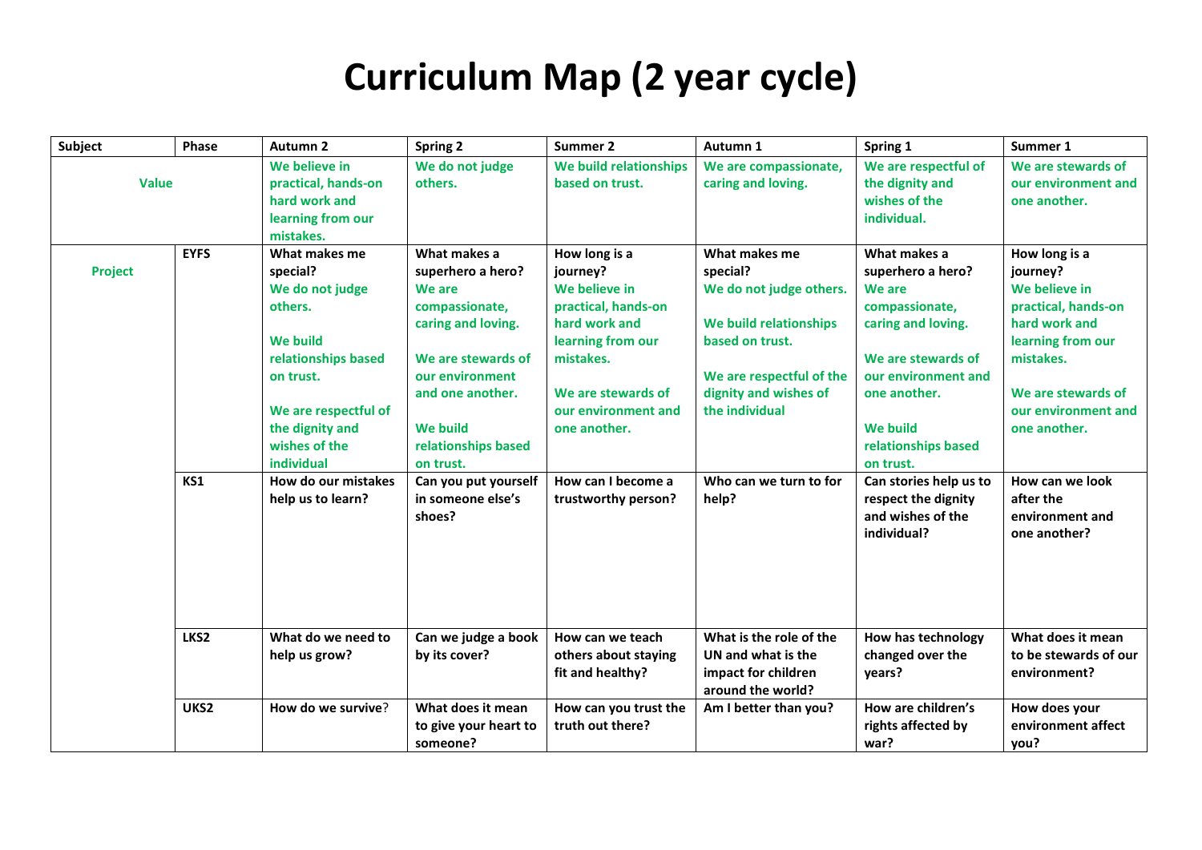# Curriculum Map (2 year cycle)

| Subject | Phase | Autumn 2 | Spring 2 | Summer 2 | Autumn 1 | Spring 1 | Summer 1 |
|---|---|---|---|---|---|---|---|
| **Value** | | **We believe in practical, hands-on hard work and learning from our mistakes.** | **We do not judge others.** | **We build relationships based on trust.** | **We are compassionate, caring and loving.** | **We are respectful of the dignity and wishes of the individual.** | **We are stewards of our environment and one another.** |
| **Project** | **EYFS** | **What makes me special?**<br>**We do not judge others.**<br><br>**We build relationships based on trust.**<br><br>**We are respectful of the dignity and wishes of the individual** | **What makes a superhero a hero?**<br>**We are compassionate, caring and loving.**<br><br>**We are stewards of our environment and one another.**<br><br>**We build relationships based on trust.** | **How long is a journey?**<br>**We believe in practical, hands-on hard work and learning from our mistakes.**<br><br>**We are stewards of our environment and one another.** | **What makes me special?**<br>**We do not judge others.**<br><br>**We build relationships based on trust.**<br><br>**We are respectful of the dignity and wishes of the individual** | **What makes a superhero a hero?**<br>**We are compassionate, caring and loving.**<br><br>**We are stewards of our environment and one another.**<br><br>**We build relationships based on trust.** | **How long is a journey?**<br>**We believe in practical, hands-on hard work and learning from our mistakes.**<br><br>**We are stewards of our environment and one another.** |
| | **KS1** | **How do our mistakes help us to learn?** | **Can you put yourself in someone else's shoes?** | **How can I become a trustworthy person?** | **Who can we turn to for help?** | **Can stories help us to respect the dignity and wishes of the individual?** | **How can we look after the environment and one another?** |
| | **LKS2** | **What do we need to help us grow?** | **Can we judge a book by its cover?** | **How can we teach others about staying fit and healthy?** | **What is the role of the UN and what is the impact for children around the world?** | **How has technology changed over the years?** | **What does it mean to be stewards of our environment?** |
| | **UKS2** | **How do we survive**? | **What does it mean to give your heart to someone?** | **How can you trust the truth out there?** | **Am I better than you?** | **How are children's rights affected by war?** | **How does your environment affect you?** |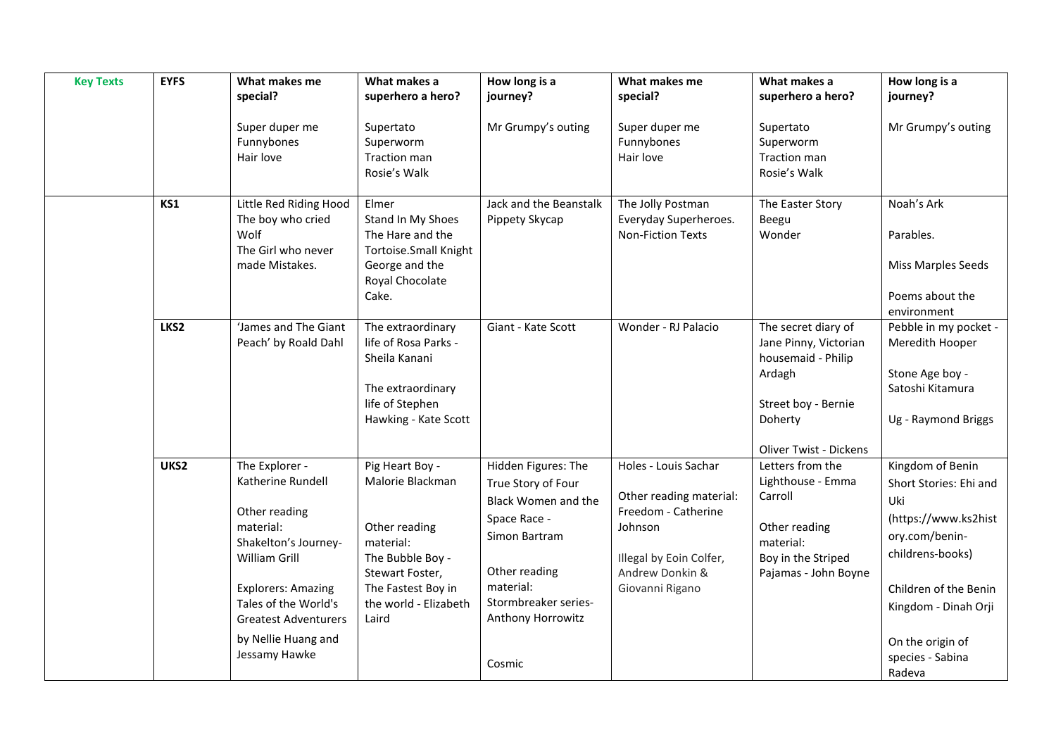| Key Texts | EYFS | What makes me special?<br><br>Super duper me<br>Funnybones<br>Hair love | What makes a superhero a hero?<br><br>Supertato<br>Superworm<br>Traction man<br>Rosie's Walk | How long is a journey?<br><br>Mr Grumpy's outing | What makes me special?<br><br>Super duper me<br>Funnybones<br>Hair love | What makes a superhero a hero?<br><br>Supertato<br>Superworm<br>Traction man<br>Rosie's Walk | How long is a journey?<br><br>Mr Grumpy's outing |
|---|---|---|---|---|---|---|---|
| | KS1 | Little Red Riding Hood<br>The boy who cried Wolf<br>The Girl who never made Mistakes. | Elmer<br>Stand In My Shoes<br>The Hare and the Tortoise.Small Knight<br>George and the Royal Chocolate Cake. | Jack and the Beanstalk<br>Pippety Skycap | The Jolly Postman<br>Everyday Superheroes.<br>Non-Fiction Texts | The Easter Story<br>Beegu<br>Wonder | Noah's Ark<br><br>Parables.<br><br>Miss Marples Seeds<br><br>Poems about the environment |
| | LKS2 | 'James and The Giant Peach' by Roald Dahl | The extraordinary life of Rosa Parks - Sheila Kanani<br><br>The extraordinary life of Stephen Hawking - Kate Scott | Giant - Kate Scott | Wonder - RJ Palacio | The secret diary of Jane Pinny, Victorian housemaid - Philip Ardagh<br><br>Street boy - Bernie Doherty<br><br>Oliver Twist - Dickens | Pebble in my pocket - Meredith Hooper<br><br>Stone Age boy - Satoshi Kitamura<br><br>Ug - Raymond Briggs |
| | UKS2 | The Explorer - Katherine Rundell<br><br>Other reading material:<br>Shakelton's Journey- William Grill<br><br>Explorers: Amazing Tales of the World's Greatest Adventurers by Nellie Huang and Jessamy Hawke | Pig Heart Boy - Malorie Blackman<br><br>Other reading material:<br>The Bubble Boy - Stewart Foster,<br>The Fastest Boy in the world - Elizabeth Laird | Hidden Figures: The True Story of Four Black Women and the Space Race - Simon Bartram<br><br>Other reading material:<br>Stormbreaker series- Anthony Horrowitz<br><br>Cosmic | Holes - Louis Sachar<br><br>Other reading material:<br>Freedom - Catherine Johnson<br><br>Illegal by Eoin Colfer, Andrew Donkin & Giovanni Rigano | Letters from the Lighthouse - Emma Carroll<br><br>Other reading material:<br>Boy in the Striped Pajamas - John Boyne | Kingdom of Benin Short Stories: Ehi and Uki (https://www.ks2history.com/benin-childrens-books)<br><br>Children of the Benin Kingdom - Dinah Orji<br><br>On the origin of species - Sabina Radeva |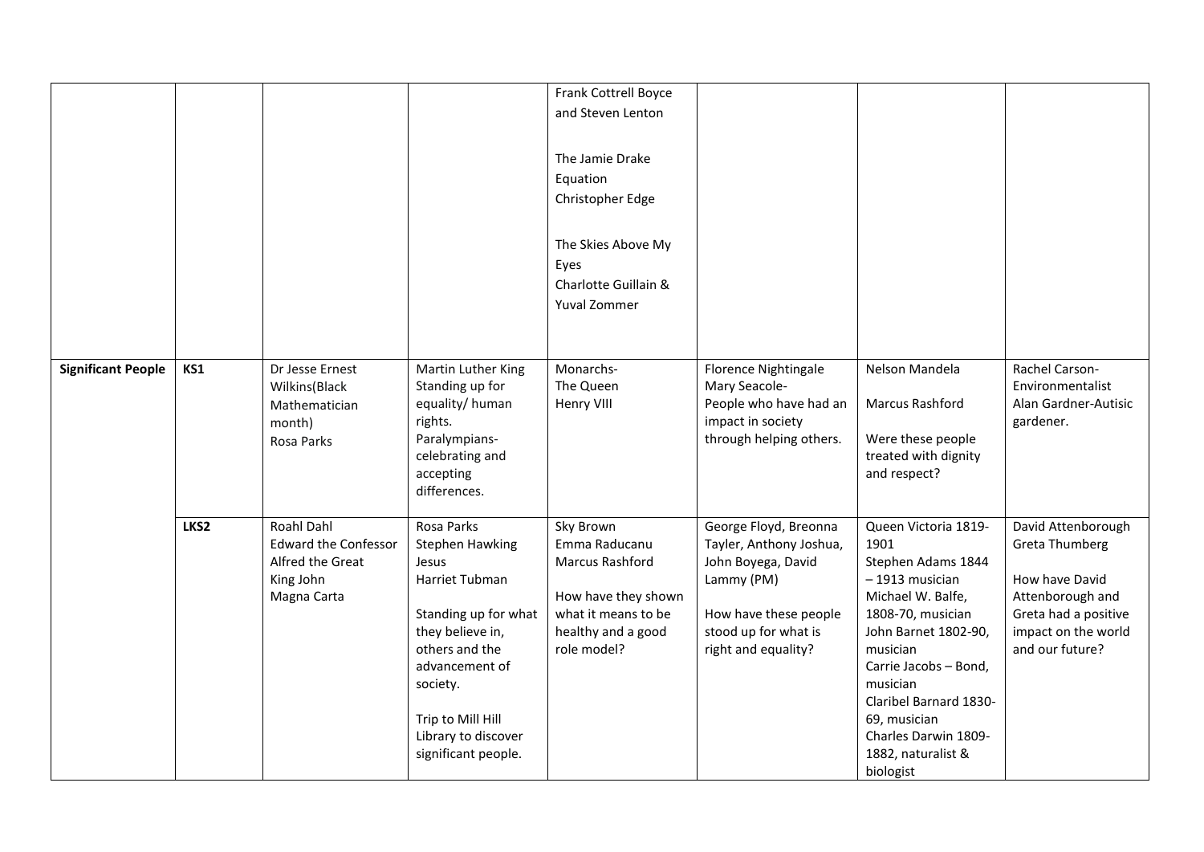|  |  |  |  | Frank Cottrell Boyce and Steven Lenton<br><br>The Jamie Drake Equation<br>Christopher Edge<br><br>The Skies Above My Eyes<br>Charlotte Guillain & Yuval Zommer |  |  |  |
|---|---|---|---|---|---|---|---|
| **Significant People** | **KS1** | Dr Jesse Ernest Wilkins(Black Mathematician month)<br>Rosa Parks | Martin Luther King<br>Standing up for equality/ human rights.<br>Paralympians- celebrating and accepting differences. | Monarchs-<br>The Queen<br>Henry VIII | Florence Nightingale<br>Mary Seacole-<br>People who have had an impact in society through helping others. | Nelson Mandela<br><br>Marcus Rashford<br><br>Were these people treated with dignity and respect? | Rachel Carson- Environmentalist<br>Alan Gardner-Autisic gardener. |
|  | **LKS2** | Roahl Dahl<br>Edward the Confessor<br>Alfred the Great<br>King John<br>Magna Carta | Rosa Parks<br>Stephen Hawking<br>Jesus<br>Harriet Tubman<br><br>Standing up for what they believe in, others and the advancement of society.<br><br>Trip to Mill Hill Library to discover significant people. | Sky Brown<br>Emma Raducanu<br>Marcus Rashford<br><br>How have they shown what it means to be healthy and a good role model? | George Floyd, Breonna Tayler, Anthony Joshua, John Boyega, David Lammy (PM)<br><br>How have these people stood up for what is right and equality? | Queen Victoria 1819-1901<br>Stephen Adams 1844 – 1913 musician<br>Michael W. Balfe, 1808-70, musician<br>John Barnet 1802-90, musician<br>Carrie Jacobs – Bond, musician<br>Claribel Barnard 1830-69, musician<br>Charles Darwin 1809-1882, naturalist & biologist | David Attenborough<br>Greta Thumberg<br><br>How have David Attenborough and Greta had a positive impact on the world and our future? |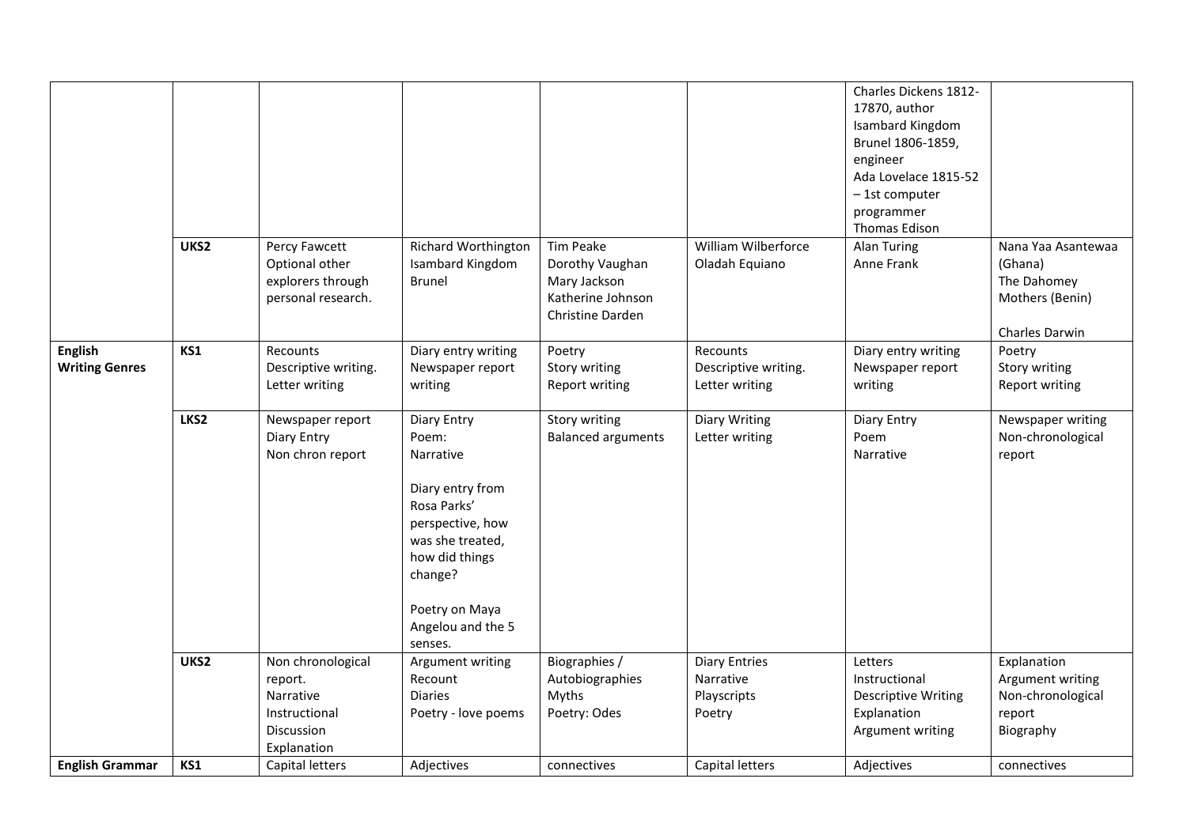| | | | | | | | |
|---|---|---|---|---|---|---|---|
| | | | | | | Charles Dickens 1812-17870, author<br>Isambard Kingdom Brunel 1806-1859, engineer<br>Ada Lovelace 1815-52 – 1st computer programmer<br>Thomas Edison | |
| | UKS2 | Percy Fawcett<br>Optional other explorers through personal research. | Richard Worthington<br>Isambard Kingdom Brunel | Tim Peake<br>Dorothy Vaughan<br>Mary Jackson<br>Katherine Johnson<br>Christine Darden | William Wilberforce<br>Oladah Equiano | Alan Turing<br>Anne Frank | Nana Yaa Asantewaa (Ghana)<br>The Dahomey Mothers (Benin)<br><br>Charles Darwin |
| **English Writing Genres** | **KS1** | Recounts<br>Descriptive writing.<br>Letter writing | Diary entry writing<br>Newspaper report writing | Poetry<br>Story writing<br>Report writing | Recounts<br>Descriptive writing.<br>Letter writing | Diary entry writing<br>Newspaper report writing | Poetry<br>Story writing<br>Report writing |
| | **LKS2** | Newspaper report<br>Diary Entry<br>Non chron report | Diary Entry<br>Poem:<br>Narrative<br><br>Diary entry from Rosa Parks' perspective, how was she treated, how did things change?<br><br>Poetry on Maya Angelou and the 5 senses. | Story writing<br>Balanced arguments | Diary Writing<br>Letter writing | Diary Entry<br>Poem<br>Narrative | Newspaper writing<br>Non-chronological report |
| | **UKS2** | Non chronological report.<br>Narrative<br>Instructional<br>Discussion<br>Explanation | Argument writing<br>Recount<br>Diaries<br>Poetry - love poems | Biographies / Autobiographies<br>Myths<br>Poetry: Odes | Diary Entries<br>Narrative<br>Playscripts<br>Poetry | Letters<br>Instructional<br>Descriptive Writing<br>Explanation<br>Argument writing | Explanation<br>Argument writing<br>Non-chronological report<br>Biography |
| **English Grammar** | **KS1** | Capital letters | Adjectives | connectives | Capital letters | Adjectives | connectives |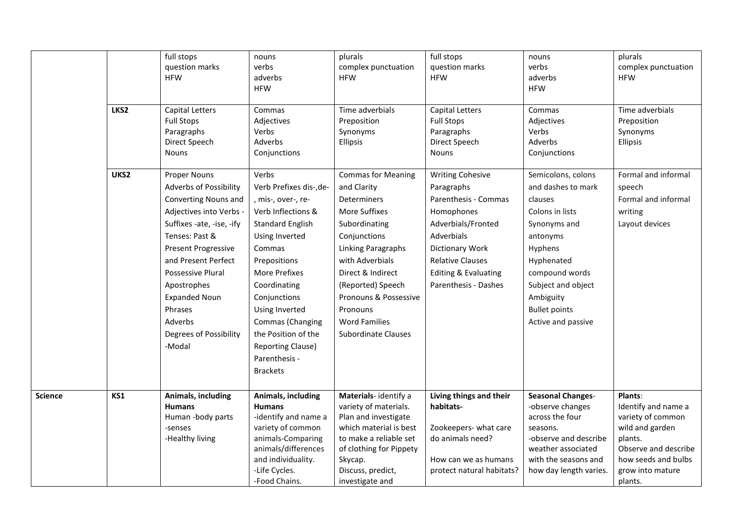| | | | | | | | |
|---|---|---|---|---|---|---|---|
| | | full stops<br>question marks<br>HFW | nouns<br>verbs<br>adverbs<br>HFW | plurals<br>complex punctuation<br>HFW | full stops<br>question marks<br>HFW | nouns<br>verbs<br>adverbs<br>HFW | plurals<br>complex punctuation<br>HFW |
| | **LKS2** | Capital Letters<br>Full Stops<br>Paragraphs<br>Direct Speech<br>Nouns | Commas<br>Adjectives<br>Verbs<br>Adverbs<br>Conjunctions | Time adverbials<br>Preposition<br>Synonyms<br>Ellipsis | Capital Letters<br>Full Stops<br>Paragraphs<br>Direct Speech<br>Nouns | Commas<br>Adjectives<br>Verbs<br>Adverbs<br>Conjunctions | Time adverbials<br>Preposition<br>Synonyms<br>Ellipsis |
| | **UKS2** | Proper Nouns<br>Adverbs of Possibility<br>Converting Nouns and Adjectives into Verbs - Suffixes -ate, -ise, -ify<br>Tenses: Past & Present Progressive and Present Perfect<br>Possessive Plural Apostrophes<br>Expanded Noun Phrases<br>Adverbs<br>Degrees of Possibility -Modal | Verbs<br>Verb Prefixes dis-,de-, mis-, over-, re-<br>Verb Inflections & Standard English<br>Using Inverted Commas<br>Prepositions<br>More Prefixes<br>Coordinating Conjunctions<br>Using Inverted Commas (Changing the Position of the Reporting Clause)<br>Parenthesis - Brackets | Commas for Meaning and Clarity<br>Determiners<br>More Suffixes<br>Subordinating Conjunctions<br>Linking Paragraphs with Adverbials<br>Direct & Indirect (Reported) Speech<br>Pronouns & Possessive Pronouns<br>Word Families<br>Subordinate Clauses | Writing Cohesive Paragraphs<br>Parenthesis - Commas<br>Homophones<br>Adverbials/Fronted Adverbials<br>Dictionary Work<br>Relative Clauses<br>Editing & Evaluating<br>Parenthesis - Dashes | Semicolons, colons and dashes to mark clauses<br>Colons in lists<br>Synonyms and antonyms<br>Hyphens<br>Hyphenated compound words<br>Subject and object<br>Ambiguity<br>Bullet points<br>Active and passive | Formal and informal speech<br>Formal and informal writing<br>Layout devices |
| **Science** | **KS1** | **Animals, including Humans**<br>Human -body parts<br>-senses<br>-Healthy living | **Animals, including Humans**<br>-identify and name a variety of common animals-Comparing animals/differences and individuality.<br>-Life Cycles.<br>-Food Chains. | **Materials**- identify a variety of materials. Plan and investigate which material is best to make a reliable set of clothing for Pippety Skycap.<br>Discuss, predict, investigate and | **Living things and their habitats-**<br><br>Zookeepers- what care do animals need?<br><br>How can we as humans protect natural habitats? | **Seasonal Changes**-<br>-observe changes across the four seasons.<br>-observe and describe weather associated with the seasons and how day length varies. | **Plants**:<br>Identify and name a variety of common wild and garden plants.<br>Observe and describe how seeds and bulbs grow into mature plants. |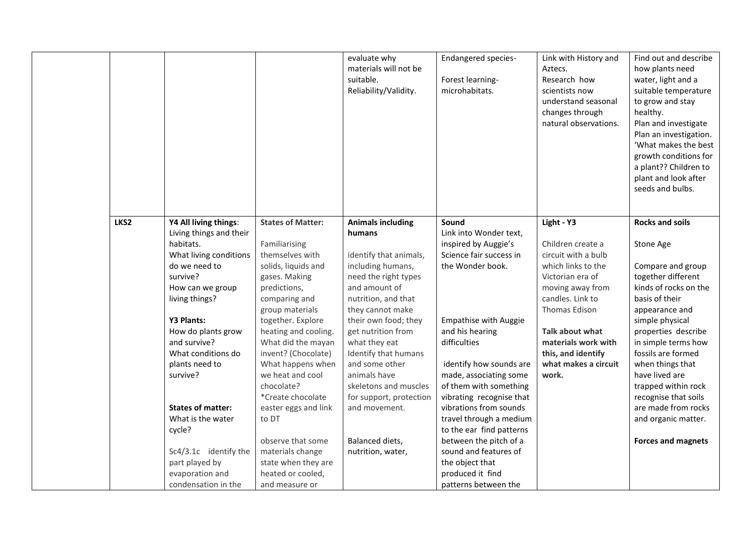|  |  |  | evaluate why materials will not be suitable.<br>Reliability/Validity. | Endangered species-<br><br>Forest learning- microhabitats. | Link with History and Aztecs.<br>Research how scientists now understand seasonal changes through natural observations. | Find out and describe how plants need water, light and a suitable temperature to grow and stay healthy.<br>Plan and investigate Plan an investigation. 'What makes the best growth conditions for a plant?? Children to plant and look after seeds and bulbs. |
|---|---|---|---|---|---|---|
| LKS2 | **Y4 All living things**: Living things and their habitats.<br>What living conditions do we need to survive?<br>How can we group living things?<br><br>**Y3 Plants:**<br>How do plants grow and survive?<br>What conditions do plants need to survive?<br><br>**States of matter:**<br>What is the water cycle?<br><br>Sc4/3.1c identify the part played by evaporation and condensation in the | **States of Matter:**<br><br>Familiarising themselves with solids, liquids and gases. Making predictions, comparing and group materials together. Explore heating and cooling. What did the mayan invent? (Chocolate) What happens when we heat and cool chocolate?<br>*Create chocolate easter eggs and link to DT<br><br>observe that some materials change state when they are heated or cooled, and measure or | **Animals including humans**<br><br>identify that animals, including humans, need the right types and amount of nutrition, and that they cannot make their own food; they get nutrition from what they eat<br>Identify that humans and some other animals have skeletons and muscles for support, protection and movement.<br><br>Balanced diets, nutrition, water, | **Sound**<br>Link into Wonder text, inspired by Auggie's Science fair success in the Wonder book.<br><br>Empathise with Auggie and his hearing difficulties<br><br>identify how sounds are made, associating some of them with something vibrating recognise that vibrations from sounds travel through a medium to the ear find patterns between the pitch of a sound and features of the object that produced it find patterns between the | **Light - Y3**<br><br>Children create a circuit with a bulb which links to the Victorian era of moving away from candles. Link to Thomas Edison<br><br>**Talk about what materials work with this, and identify what makes a circuit work.** | **Rocks and soils**<br><br>Stone Age<br><br>Compare and group together different kinds of rocks on the basis of their appearance and simple physical properties describe in simple terms how fossils are formed when things that have lived are trapped within rock recognise that soils are made from rocks and organic matter.<br><br>**Forces and magnets** |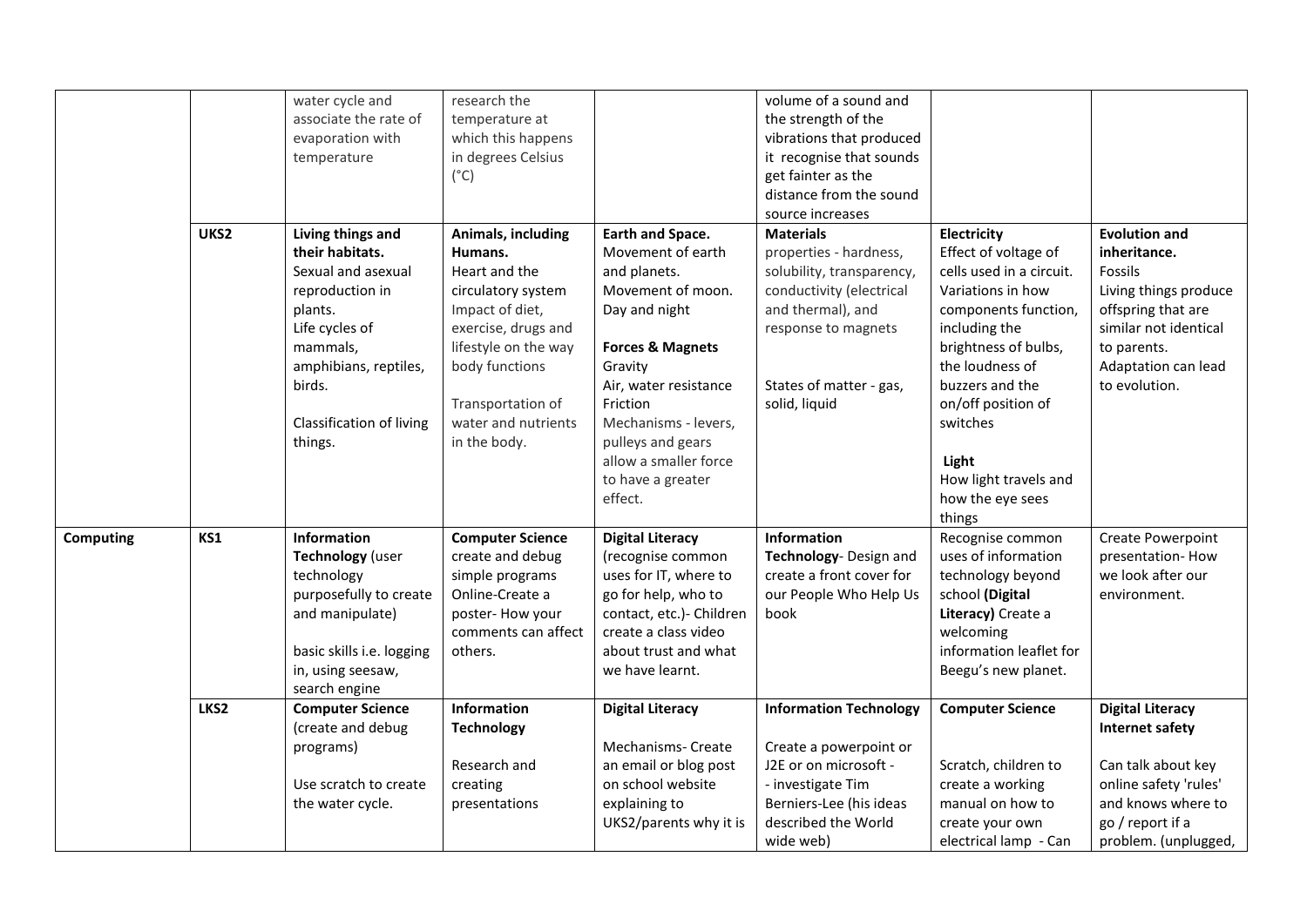| | | | | | | | |
|---|---|---|---|---|---|---|---|
| | | water cycle and associate the rate of evaporation with temperature | research the temperature at which this happens in degrees Celsius (°C) | | volume of a sound and the strength of the vibrations that produced it recognise that sounds get fainter as the distance from the sound source increases | | |
| | **UKS2** | **Living things and their habitats.** Sexual and asexual reproduction in plants. Life cycles of mammals, amphibians, reptiles, birds.<br><br>Classification of living things. | **Animals, including Humans.** Heart and the circulatory system Impact of diet, exercise, drugs and lifestyle on the way body functions<br><br>Transportation of water and nutrients in the body. | **Earth and Space.** Movement of earth and planets. Movement of moon. Day and night<br><br>**Forces & Magnets** Gravity Air, water resistance Friction Mechanisms - levers, pulleys and gears allow a smaller force to have a greater effect. | **Materials** properties - hardness, solubility, transparency, conductivity (electrical and thermal), and response to magnets<br><br>States of matter - gas, solid, liquid | **Electricity** Effect of voltage of cells used in a circuit. Variations in how components function, including the brightness of bulbs, the loudness of buzzers and the on/off position of switches<br><br>**Light** How light travels and how the eye sees things | **Evolution and inheritance.** Fossils Living things produce offspring that are similar not identical to parents. Adaptation can lead to evolution. |
| **Computing** | **KS1** | **Information Technology** (user technology purposefully to create and manipulate)<br><br>basic skills i.e. logging in, using seesaw, search engine | **Computer Science** create and debug simple programs Online-Create a poster- How your comments can affect others. | **Digital Literacy** (recognise common uses for IT, where to go for help, who to contact, etc.)- Children create a class video about trust and what we have learnt. | **Information Technology**- Design and create a front cover for our People Who Help Us book | Recognise common uses of information technology beyond school **(Digital Literacy)** Create a welcoming information leaflet for Beegu's new planet. | Create Powerpoint presentation- How we look after our environment. |
| | **LKS2** | **Computer Science** (create and debug programs)<br><br>Use scratch to create the water cycle. | **Information Technology**<br><br>Research and creating presentations | **Digital Literacy**<br><br>Mechanisms- Create an email or blog post on school website explaining to UKS2/parents why it is | **Information Technology**<br><br>Create a powerpoint or J2E or on microsoft - - investigate Tim Berniers-Lee (his ideas described the World wide web) | **Computer Science**<br><br>Scratch, children to create a working manual on how to create your own electrical lamp - Can | **Digital Literacy Internet safety**<br><br>Can talk about key online safety 'rules' and knows where to go / report if a problem. (unplugged, |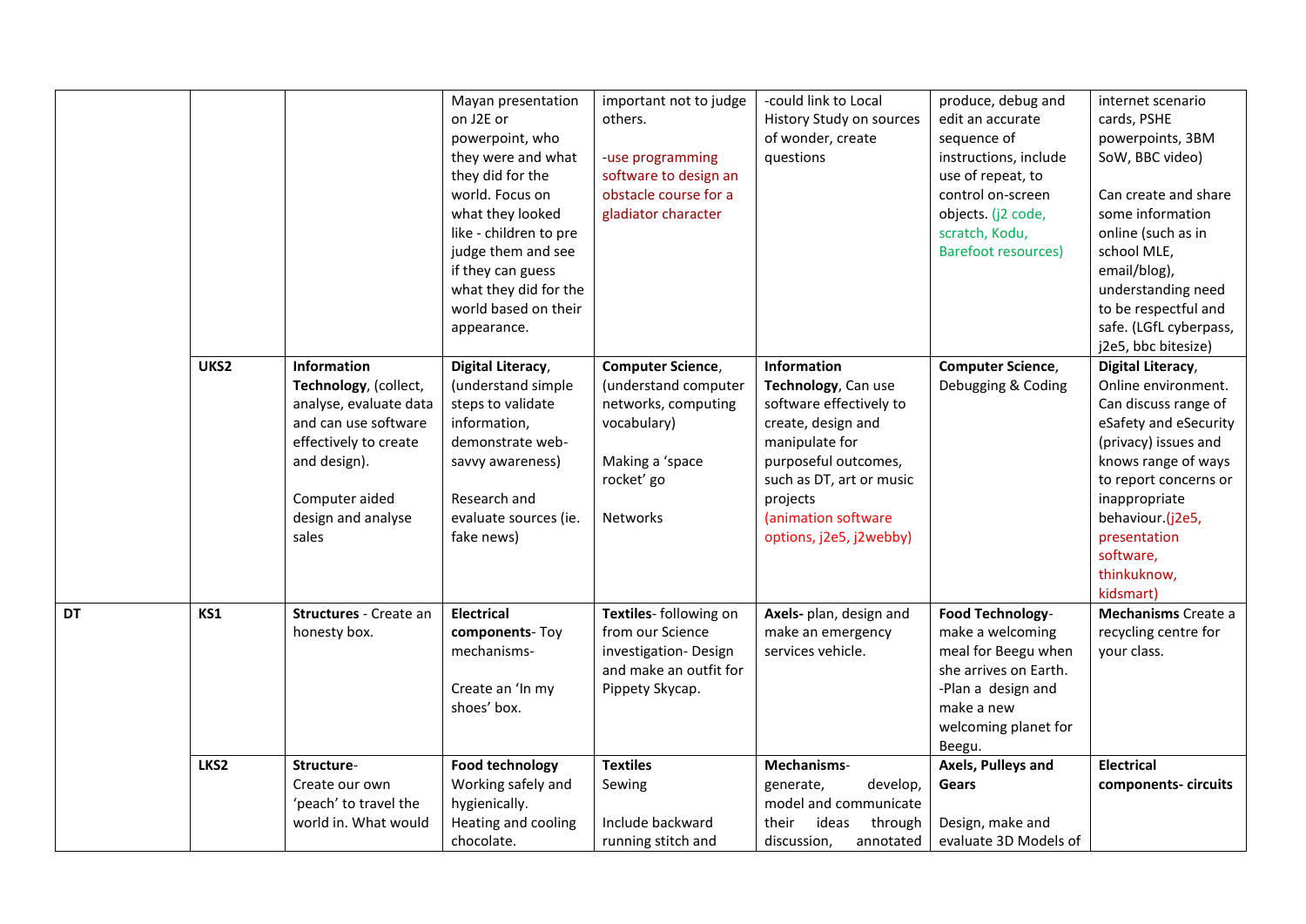| | | | | | | | |
|---|---|---|---|---|---|---|---|
| | | | Mayan presentation on J2E or powerpoint, who they were and what they did for the world. Focus on what they looked like - children to pre judge them and see if they can guess what they did for the world based on their appearance. | important not to judge others.<br><br>-use programming software to design an obstacle course for a gladiator character | -could link to Local History Study on sources of wonder, create questions | produce, debug and edit an accurate sequence of instructions, include use of repeat, to control on-screen objects. (j2 code, scratch, Kodu, Barefoot resources) | internet scenario cards, PSHE powerpoints, 3BM SoW, BBC video)<br><br>Can create and share some information online (such as in school MLE, email/blog), understanding need to be respectful and safe. (LGfL cyberpass, j2e5, bbc bitesize) |
| | UKS2 | **Information Technology**, (collect, analyse, evaluate data and can use software effectively to create and design).<br><br>Computer aided design and analyse sales | **Digital Literacy**, (understand simple steps to validate information, demonstrate web-savvy awareness)<br><br>Research and evaluate sources (ie. fake news) | **Computer Science**, (understand computer networks, computing vocabulary)<br><br>Making a 'space rocket' go<br><br>Networks | **Information Technology**, Can use software effectively to create, design and manipulate for purposeful outcomes, such as DT, art or music projects (animation software options, j2e5, j2webby) | **Computer Science**, Debugging & Coding | **Digital Literacy**, Online environment. Can discuss range of eSafety and eSecurity (privacy) issues and knows range of ways to report concerns or inappropriate behaviour.(j2e5, presentation software, thinkuknow, kidsmart) |
| DT | KS1 | **Structures** - Create an honesty box. | **Electrical components**- Toy mechanisms-<br><br>Create an 'In my shoes' box. | **Textiles**- following on from our Science investigation- Design and make an outfit for Pippety Skycap. | **Axels-** plan, design and make an emergency services vehicle. | **Food Technology**- make a welcoming meal for Beegu when she arrives on Earth.<br>-Plan a design and make a new welcoming planet for Beegu. | **Mechanisms** Create a recycling centre for your class. |
| | LKS2 | **Structure**-<br>Create our own 'peach' to travel the world in. What would | **Food technology**<br>Working safely and hygienically.<br>Heating and cooling chocolate. | **Textiles**<br>Sewing<br><br>Include backward running stitch and | **Mechanisms**-<br>generate, develop, model and communicate their ideas through discussion, annotated | **Axels, Pulleys and Gears**<br><br>Design, make and evaluate 3D Models of | **Electrical components- circuits** |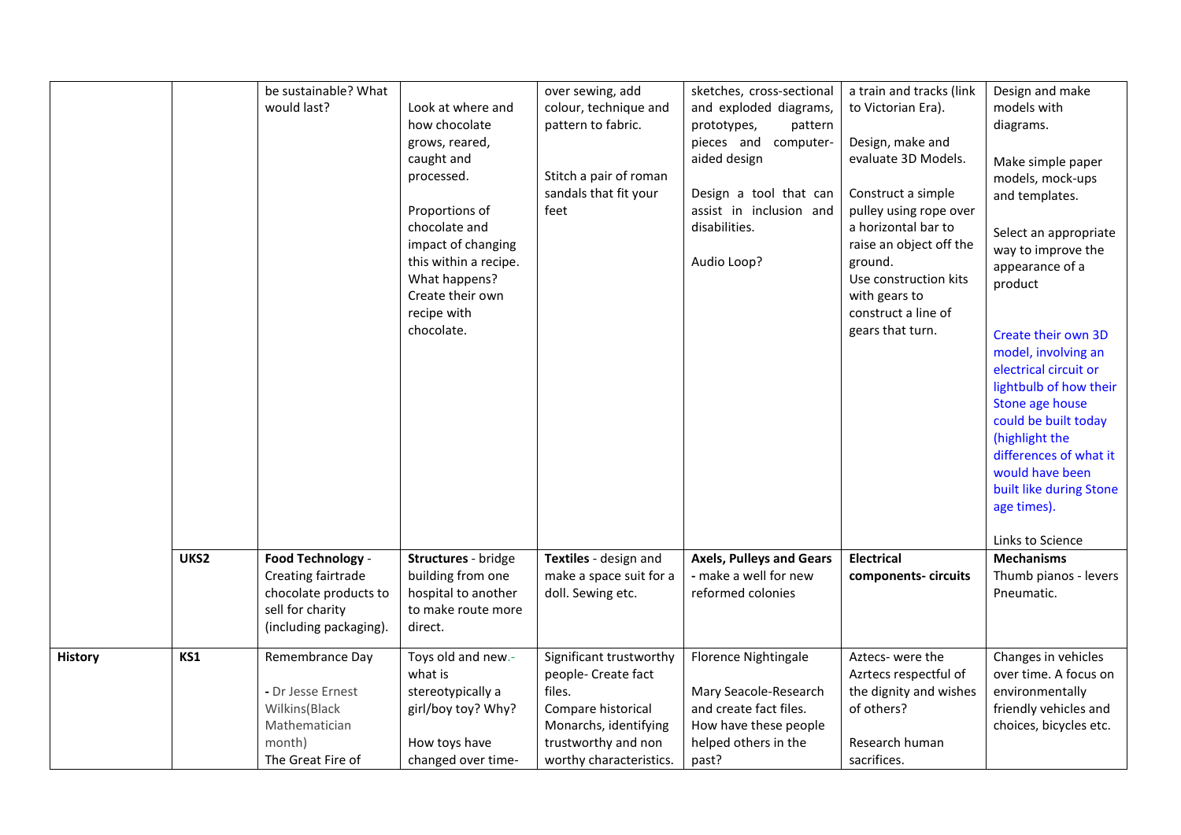| | | | | | | | |
|---|---|---|---|---|---|---|---|
| | | be sustainable? What would last? | Look at where and how chocolate grows, reared, caught and processed.<br><br>Proportions of chocolate and impact of changing this within a recipe. What happens? Create their own recipe with chocolate. | over sewing, add colour, technique and pattern to fabric.<br><br>Stitch a pair of roman sandals that fit your feet | sketches, cross-sectional and exploded diagrams, prototypes, pattern pieces and computer-aided design<br><br>Design a tool that can assist in inclusion and disabilities.<br><br>Audio Loop? | a train and tracks (link to Victorian Era).<br><br>Design, make and evaluate 3D Models.<br><br>Construct a simple pulley using rope over a horizontal bar to raise an object off the ground.<br>Use construction kits with gears to construct a line of gears that turn. | Design and make models with diagrams.<br><br>Make simple paper models, mock-ups and templates.<br><br>Select an appropriate way to improve the appearance of a product<br><br>Create their own 3D model, involving an electrical circuit or lightbulb of how their Stone age house could be built today (highlight the differences of what it would have been built like during Stone age times).<br><br>Links to Science |
| | UKS2 | **Food Technology** - Creating fairtrade chocolate products to sell for charity (including packaging). | **Structures** - bridge building from one hospital to another to make route more direct. | **Textiles** - design and make a space suit for a doll. Sewing etc. | **Axels, Pulleys and Gears** - make a well for new reformed colonies | **Electrical components- circuits** | **Mechanisms**<br>Thumb pianos - levers Pneumatic. |
| **History** | **KS1** | Remembrance Day<br><br>- Dr Jesse Ernest Wilkins(Black Mathematician month)<br>The Great Fire of | Toys old and new.- what is stereotypically a girl/boy toy? Why?<br><br>How toys have changed over time- | Significant trustworthy people- Create fact files.<br>Compare historical Monarchs, identifying trustworthy and non worthy characteristics. | Florence Nightingale<br><br>Mary Seacole-Research and create fact files.<br>How have these people helped others in the past? | Aztecs- were the Azrtecs respectful of the dignity and wishes of others?<br><br>Research human sacrifices. | Changes in vehicles over time. A focus on environmentally friendly vehicles and choices, bicycles etc. |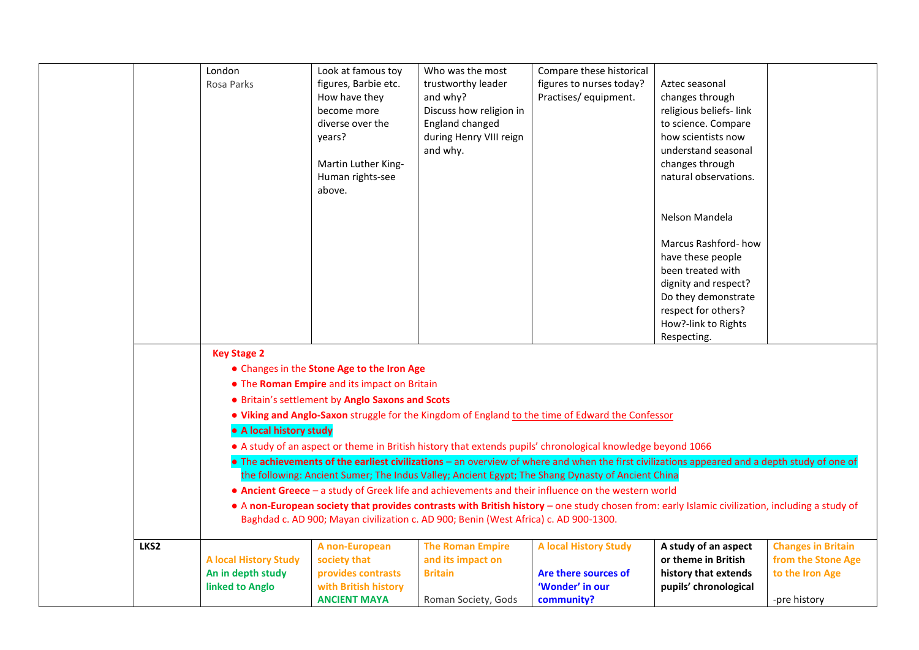| | | | | | | | |
|---|---|---|---|---|---|---|---|
| | | London<br>Rosa Parks | Look at famous toy figures, Barbie etc. How have they become more diverse over the years?<br><br>Martin Luther King- Human rights-see above. | Who was the most trustworthy leader and why?<br>Discuss how religion in England changed during Henry VIII reign and why. | Compare these historical figures to nurses today? Practises/ equipment. | Aztec seasonal changes through religious beliefs- link to science. Compare how scientists now understand seasonal changes through natural observations.<br><br>Nelson Mandela<br><br>Marcus Rashford- how have these people been treated with dignity and respect? Do they demonstrate respect for others? How?-link to Rights Respecting. | |
| | | **Key Stage 2**<br>● Changes in the **Stone Age to the Iron Age**<br>● The **Roman Empire** and its impact on Britain<br>● Britain's settlement by **Anglo Saxons and Scots**<br>● **Viking and Anglo-Saxon** struggle for the Kingdom of England to the time of Edward the Confessor<br>● **A local history study**<br>● A study of an aspect or theme in British history that extends pupils' chronological knowledge beyond 1066<br>● The **achievements of the earliest civilizations** – an overview of where and when the first civilizations appeared and a depth study of one of the following: Ancient Sumer; The Indus Valley; Ancient Egypt; The Shang Dynasty of Ancient China<br>● **Ancient Greece** – a study of Greek life and achievements and their influence on the western world<br>● A **non-European society that provides contrasts with British history** – one study chosen from: early Islamic civilization, including a study of Baghdad c. AD 900; Mayan civilization c. AD 900; Benin (West Africa) c. AD 900-1300. | | | | | |
| | **LKS2** | **A local History Study**<br>**An in depth study linked to Anglo** | **A non-European society that provides contrasts with British history**<br>**ANCIENT MAYA** | **The Roman Empire and its impact on Britain**<br><br>Roman Society, Gods | **A local History Study**<br><br>**Are there sources of 'Wonder' in our community?** | **A study of an aspect or theme in British history that extends pupils' chronological** | **Changes in Britain from the Stone Age to the Iron Age**<br><br>-pre history |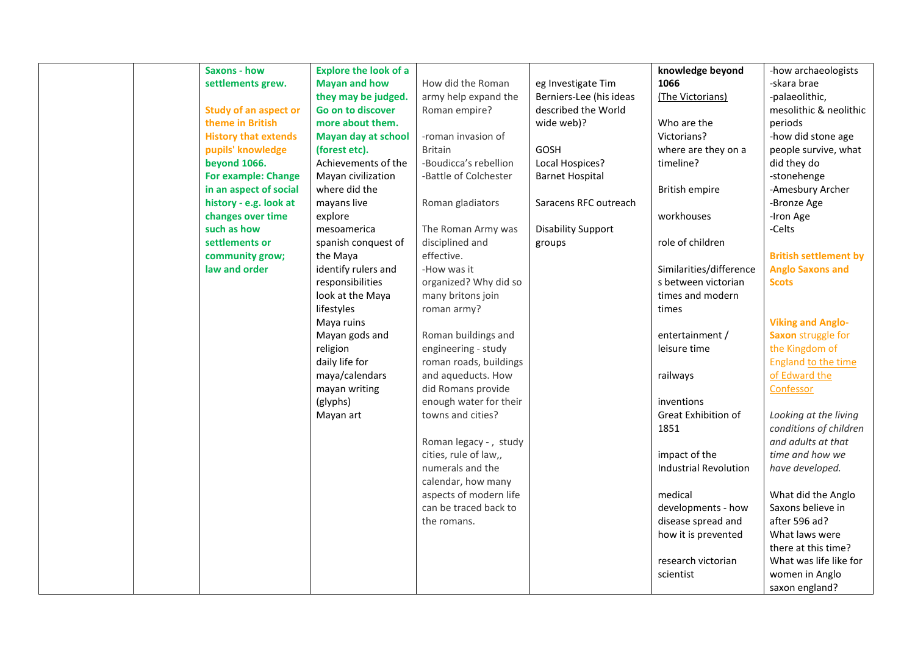| | | | | | | | |
|---|---|---|---|---|---|---|---|
| | | **Saxons - how settlements grew.**<br><br>**Study of an aspect or theme in British History that extends pupils' knowledge beyond 1066.**<br>**For example: Change in an aspect of social history - e.g. look at changes over time such as how settlements or community grow; law and order** | **Explore the look of a Mayan and how they may be judged. Go on to discover more about them. Mayan day at school (forest etc).**<br>Achievements of the Mayan civilization<br>where did the mayans live<br>explore mesoamerica<br>spanish conquest of the Maya<br>identify rulers and responsibilities<br>look at the Maya lifestyles<br>Maya ruins<br>Mayan gods and religion<br>daily life for maya/calendars<br>mayan writing (glyphs)<br>Mayan art | How did the Roman army help expand the Roman empire?<br><br>-roman invasion of Britain<br>-Boudicca's rebellion<br>-Battle of Colchester<br><br>Roman gladiators<br><br>The Roman Army was disciplined and effective.<br>-How was it organized? Why did so many britons join roman army?<br><br>Roman buildings and engineering - study roman roads, buildings and aqueducts. How did Romans provide enough water for their towns and cities?<br><br>Roman legacy - , study cities, rule of law,, numerals and the calendar, how many aspects of modern life can be traced back to the romans. | eg Investigate Tim Berniers-Lee (his ideas described the World wide web)?<br><br>GOSH<br>Local Hospices?<br>Barnet Hospital<br><br>Saracens RFC outreach<br><br>Disability Support groups | **knowledge beyond 1066**<br>(The Victorians)<br><br>Who are the Victorians?<br>where are they on a timeline?<br><br>British empire<br><br>workhouses<br><br>role of children<br><br>Similarities/differences between victorian times and modern times<br><br>entertainment / leisure time<br><br>railways<br><br>inventions<br>Great Exhibition of 1851<br><br>impact of the Industrial Revolution<br><br>medical developments - how disease spread and how it is prevented<br><br>research victorian scientist | -how archaeologists<br>-skara brae<br>-palaeolithic, mesolithic & neolithic periods<br>-how did stone age people survive, what did they do<br>-stonehenge<br>-Amesbury Archer<br>-Bronze Age<br>-Iron Age<br>-Celts<br><br>**British settlement by Anglo Saxons and Scots**<br><br>**Viking and Anglo-Saxon** struggle for the Kingdom of England to the time of Edward the Confessor<br><br>*Looking at the living conditions of children and adults at that time and how we have developed.*<br><br>What did the Anglo Saxons believe in after 596 ad?<br>What laws were there at this time?<br>What was life like for women in Anglo saxon england? |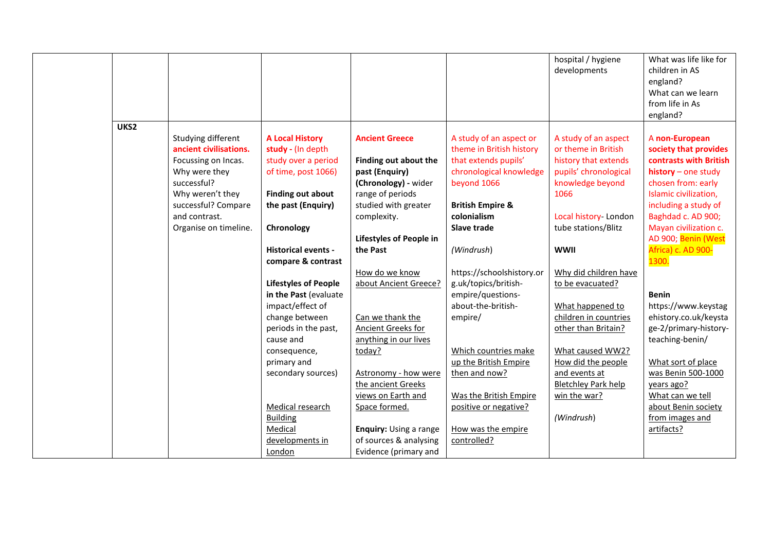| | | | | | | | |
|---|---|---|---|---|---|---|---|
| | | | | | | hospital / hygiene developments | What was life like for children in AS england?<br>What can we learn from life in As england? |
| UKS2 | | Studying different **ancient civilisations.**<br>Focussing on Incas.<br>Why were they successful?<br>Why weren't they successful? Compare and contrast.<br>Organise on timeline. | **A Local History study** - (In depth study over a period of time, post 1066)<br><br>**Finding out about the past (Enquiry)**<br><br>**Chronology**<br><br>**Historical events - compare & contrast**<br><br>**Lifestyles of People in the Past** (evaluate impact/effect of change between periods in the past, cause and consequence, primary and secondary sources)<br><br>Medical research Building<br>Medical developments in London | **Ancient Greece**<br><br>**Finding out about the past (Enquiry)**<br>**(Chronology)** - wider range of periods studied with greater complexity.<br><br>**Lifestyles of People in the Past**<br><br>How do we know about Ancient Greece?<br><br>Can we thank the Ancient Greeks for anything in our lives today?<br><br>Astronomy - how were the ancient Greeks views on Earth and Space formed.<br><br>**Enquiry:** Using a range of sources & analysing Evidence (primary and | A study of an aspect or theme in British history that extends pupils' chronological knowledge beyond 1066<br><br>**British Empire & colonialism**<br>**Slave trade**<br><br>*(Windrush)*<br><br>https://schoolshistory.org.uk/topics/british-empire/questions-about-the-british-empire/<br><br>Which countries make up the British Empire then and now?<br><br>Was the British Empire positive or negative?<br><br>How was the empire controlled? | A study of an aspect or theme in British history that extends pupils' chronological knowledge beyond 1066<br><br>Local history- London tube stations/Blitz<br><br>**WWII**<br><br>Why did children have to be evacuated?<br><br>What happened to children in countries other than Britain?<br><br>What caused WW2?<br>How did the people and events at Bletchley Park help win the war?<br><br>*(Windrush)* | A **non-European society that provides contrasts with British history** – one study chosen from: early Islamic civilization, including a study of Baghdad c. AD 900; Mayan civilization c. AD 900; Benin (West Africa) c. AD 900-1300.<br><br>**Benin**<br>https://www.keystagehistory.co.uk/keystage-2/primary-history-teaching-benin/<br><br>What sort of place was Benin 500-1000 years ago?<br>What can we tell about Benin society from images and artifacts? |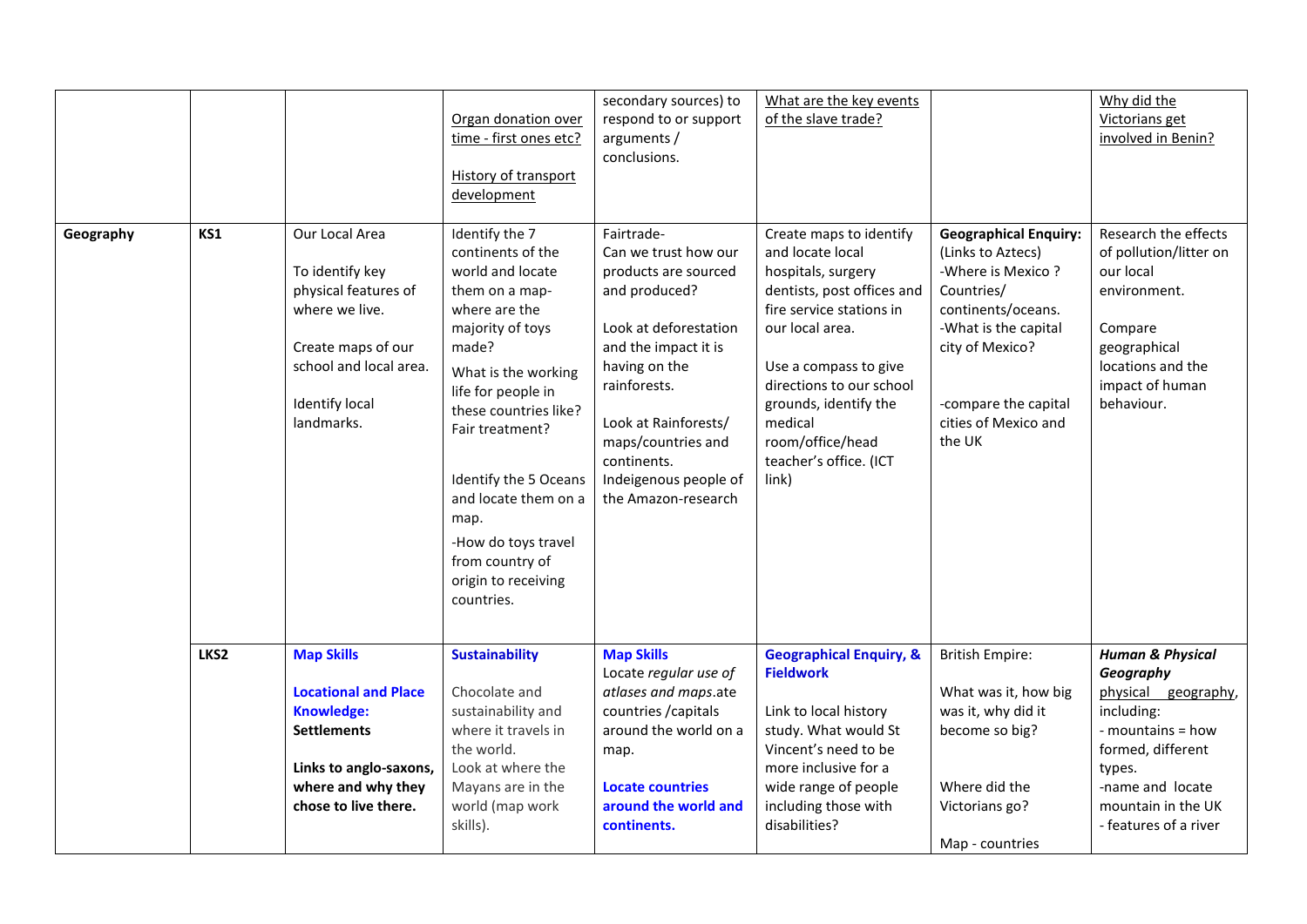| | | | | | | | |
|---|---|---|---|---|---|---|---|
| | | | Organ donation over time - first ones etc?<br><br>History of transport development | secondary sources) to respond to or support arguments / conclusions. | What are the key events of the slave trade? | | Why did the Victorians get involved in Benin? |
| Geography | KS1 | Our Local Area<br><br>To identify key physical features of where we live.<br><br>Create maps of our school and local area.<br><br>Identify local landmarks. | Identify the 7 continents of the world and locate them on a map- where are the majority of toys made?<br>What is the working life for people in these countries like? Fair treatment?<br><br>Identify the 5 Oceans and locate them on a map.<br>-How do toys travel from country of origin to receiving countries. | Fairtrade-<br>Can we trust how our products are sourced and produced?<br><br>Look at deforestation and the impact it is having on the rainforests.<br><br>Look at Rainforests/ maps/countries and continents.<br>Indeigenous people of the Amazon-research | Create maps to identify and locate local hospitals, surgery dentists, post offices and fire service stations in our local area.<br><br>Use a compass to give directions to our school grounds, identify the medical room/office/head teacher's office. (ICT link) | **Geographical Enquiry:** (Links to Aztecs)<br>-Where is Mexico ? Countries/ continents/oceans.<br>-What is the capital city of Mexico?<br><br>-compare the capital cities of Mexico and the UK | Research the effects of pollution/litter on our local environment.<br><br>Compare geographical locations and the impact of human behaviour. |
| | LKS2 | **Map Skills**<br><br>**Locational and Place Knowledge:**<br>**Settlements**<br><br>**Links to anglo-saxons, where and why they chose to live there.** | **Sustainability**<br><br>Chocolate and sustainability and where it travels in the world.<br>Look at where the Mayans are in the world (map work skills). | **Map Skills**<br>Locate *regular use of atlases and maps*.ate countries /capitals around the world on a map.<br><br>**Locate countries around the world and continents.** | **Geographical Enquiry, & Fieldwork**<br><br>Link to local history study. What would St Vincent's need to be more inclusive for a wide range of people including those with disabilities? | British Empire:<br><br>What was it, how big was it, why did it become so big?<br><br>Where did the Victorians go?<br><br>Map - countries | ***Human & Physical Geography***<br>physical geography, including:<br>- mountains = how formed, different types.<br>-name and locate mountain in the UK<br>- features of a river |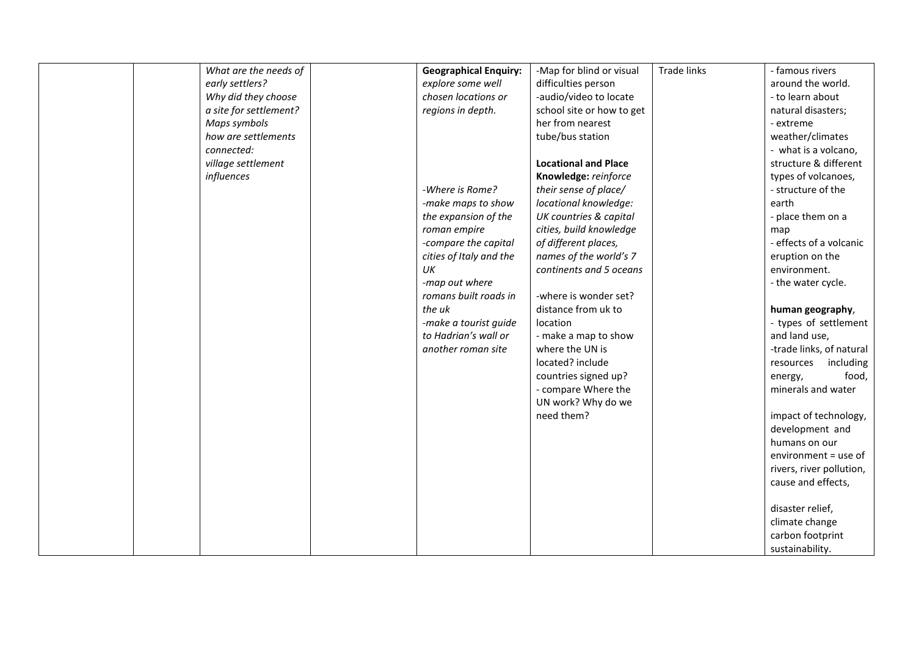|  |  |  |  |  |  |  |  |
|---|---|---|---|---|---|---|---|
|  |  | *What are the needs of early settlers?*<br>*Why did they choose a site for settlement?*<br>*Maps symbols*<br>*how are settlements connected:*<br>*village settlement influences* |  | **Geographical Enquiry:** *explore some well chosen locations or regions in depth.*<br><br>*-Where is Rome?*<br>*-make maps to show the expansion of the roman empire*<br>*-compare the capital cities of Italy and the UK*<br>*-map out where romans built roads in the uk*<br>*-make a tourist guide to Hadrian's wall or another roman site* | -Map for blind or visual difficulties person<br>-audio/video to locate school site or how to get her from nearest tube/bus station<br><br>**Locational and Place Knowledge:** *reinforce their sense of place/ locational knowledge: UK countries & capital cities, build knowledge of different places, names of the world's 7 continents and 5 oceans*<br><br>-where is wonder set? distance from uk to location<br>- make a map to show where the UN is located? include countries signed up?<br>- compare Where the UN work? Why do we need them? | Trade links | - famous rivers around the world.<br>- to learn about natural disasters;<br>- extreme weather/climates<br>- what is a volcano, structure & different types of volcanoes,<br>- structure of the earth<br>- place them on a map<br>- effects of a volcanic eruption on the environment.<br>- the water cycle.<br><br>**human geography**,<br>- types of settlement and land use,<br>-trade links, of natural resources including energy, food, minerals and water<br><br>impact of technology, development and humans on our environment = use of rivers, river pollution, cause and effects,<br><br>disaster relief,<br>climate change<br>carbon footprint<br>sustainability. |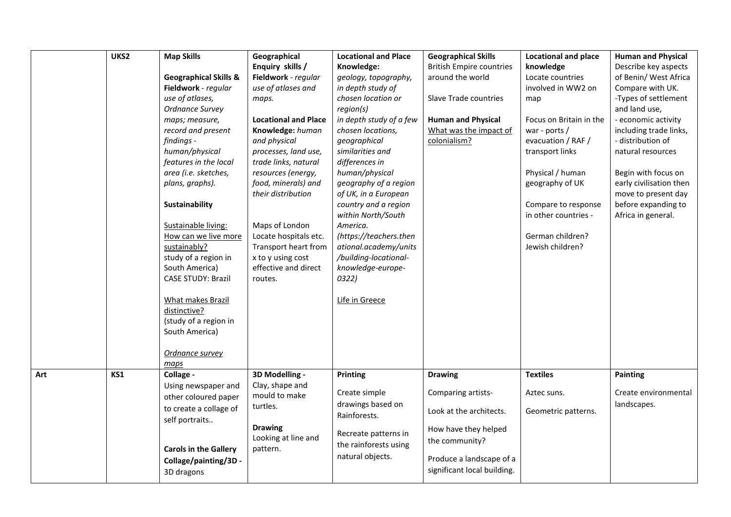| | UKS2 | **Map Skills**<br><br>**Geographical Skills & Fieldwork** - *regular use of atlases, Ordnance Survey maps; measure, record and present findings - human/physical features in the local area (i.e. sketches, plans, graphs).*<br><br>**Sustainability**<br><br>Sustainable living: How can we live more sustainably?<br>study of a region in South America)<br>CASE STUDY: Brazil<br><br>What makes Brazil distinctive?<br>(study of a region in South America)<br><br>*Ordnance survey maps* | **Geographical Enquiry skills / Fieldwork** - *regular use of atlases and maps.*<br><br>**Locational and Place Knowledge:** *human and physical processes, land use, trade links, natural resources (energy, food, minerals) and their distribution*<br><br>Maps of London<br>Locate hospitals etc.<br>Transport heart from x to y using cost effective and direct routes. | **Locational and Place Knowledge:**<br>*geology, topography, in depth study of chosen location or region(s)*<br>*in depth study of a few chosen locations, geographical similarities and differences in human/physical geography of a region of UK, in a European country and a region within North/South America.*<br>*(https://teachers.thenational.academy/units/building-locational-knowledge-europe-0322)*<br><br>Life in Greece | **Geographical Skills**<br>British Empire countries around the world<br><br>Slave Trade countries<br><br>**Human and Physical**<br>What was the impact of colonialism? | **Locational and place knowledge**<br>Locate countries involved in WW2 on map<br><br>Focus on Britain in the war - ports / evacuation / RAF / transport links<br><br>Physical / human geography of UK<br><br>Compare to response in other countries -<br><br>German children?<br>Jewish children? | **Human and Physical**<br>Describe key aspects of Benin/ West Africa<br>Compare with UK.<br>-Types of settlement and land use,<br>- economic activity including trade links,<br>- distribution of natural resources<br><br>Begin with focus on early civilisation then move to present day before expanding to Africa in general. |
|---|---|---|---|---|---|---|---|
| **Art** | **KS1** | **Collage -**<br>Using newspaper and other coloured paper to create a collage of self portraits..<br><br>**Carols in the Gallery Collage/painting/3D -**<br>3D dragons | **3D Modelling -**<br>Clay, shape and mould to make turtles.<br><br>**Drawing**<br>Looking at line and pattern. | **Printing**<br><br>Create simple drawings based on Rainforests.<br><br>Recreate patterns in the rainforests using natural objects. | **Drawing**<br><br>Comparing artists-<br><br>Look at the architects.<br><br>How have they helped the community?<br><br>Produce a landscape of a significant local building. | **Textiles**<br><br>Aztec suns.<br><br>Geometric patterns. | **Painting**<br><br>Create environmental landscapes. |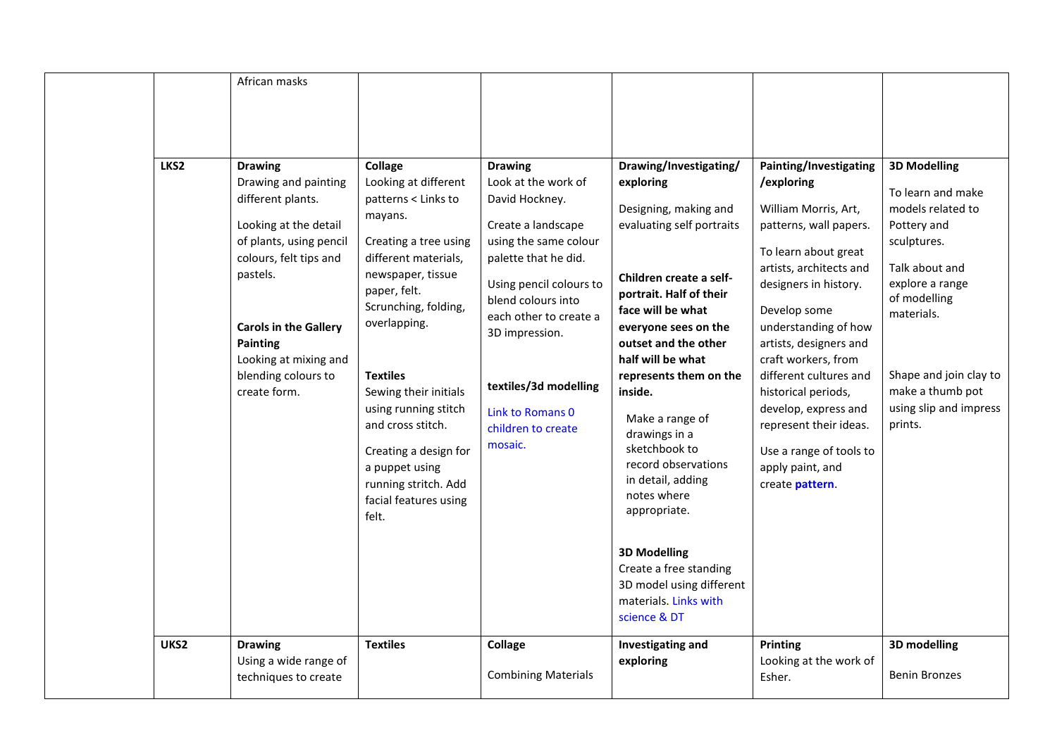| | | | | | | | |
|---|---|---|---|---|---|---|---|
| | | African masks | | | | | |
| | LKS2 | **Drawing**<br>Drawing and painting different plants.<br><br>Looking at the detail of plants, using pencil colours, felt tips and pastels.<br><br>**Carols in the Gallery Painting**<br>Looking at mixing and blending colours to create form. | **Collage**<br>Looking at different patterns < Links to mayans.<br><br>Creating a tree using different materials, newspaper, tissue paper, felt. Scrunching, folding, overlapping.<br><br>**Textiles**<br>Sewing their initials using running stitch and cross stitch.<br><br>Creating a design for a puppet using running stritch. Add facial features using felt. | **Drawing**<br>Look at the work of David Hockney.<br><br>Create a landscape using the same colour palette that he did.<br><br>Using pencil colours to blend colours into each other to create a 3D impression.<br><br>**textiles/3d modelling**<br><br>Link to Romans 0 children to create mosaic. | **Drawing/Investigating/ exploring**<br><br>Designing, making and evaluating self portraits<br><br>**Children create a self-portrait. Half of their face will be what everyone sees on the outset and the other half will be what represents them on the inside.**<br><br>Make a range of drawings in a sketchbook to record observations in detail, adding notes where appropriate.<br><br>**3D Modelling**<br>Create a free standing 3D model using different materials. Links with science & DT | **Painting/Investigating /exploring**<br><br>William Morris, Art, patterns, wall papers.<br><br>To learn about great artists, architects and designers in history.<br><br>Develop some understanding of how artists, designers and craft workers, from different cultures and historical periods, develop, express and represent their ideas.<br><br>Use a range of tools to apply paint, and create **pattern**. | **3D Modelling**<br><br>To learn and make models related to Pottery and sculptures.<br><br>Talk about and explore a range of modelling materials.<br><br>Shape and join clay to make a thumb pot using slip and impress prints. |
| | UKS2 | **Drawing**<br>Using a wide range of techniques to create | **Textiles** | **Collage**<br><br>Combining Materials | **Investigating and exploring** | **Printing**<br>Looking at the work of Esher. | **3D modelling**<br><br>Benin Bronzes |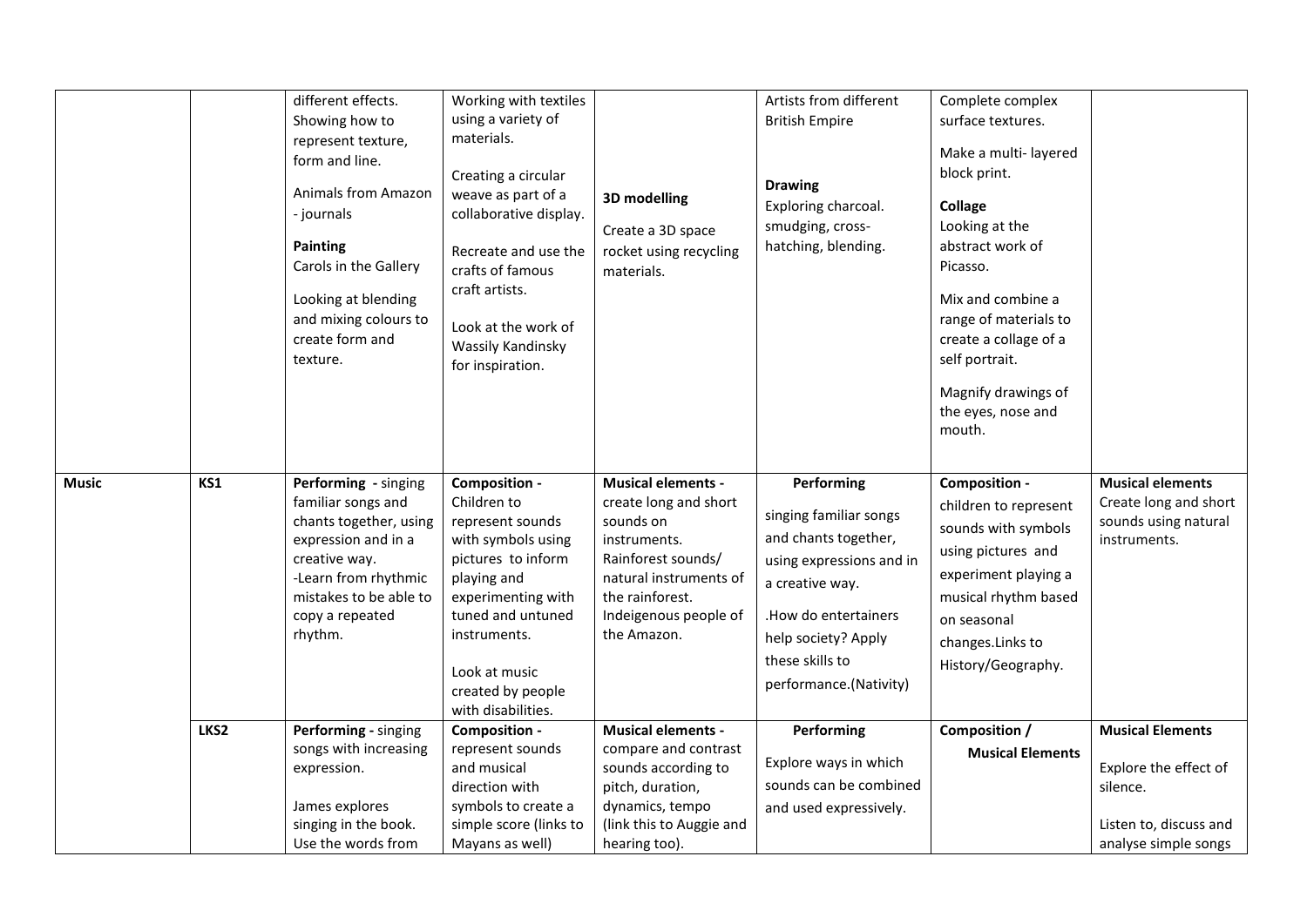|  |  |  |  |  |  |  |  |
|---|---|---|---|---|---|---|---|
|  |  | different effects. Showing how to represent texture, form and line.<br><br>Animals from Amazon - journals<br><br>**Painting**<br>Carols in the Gallery<br><br>Looking at blending and mixing colours to create form and texture. | Working with textiles using a variety of materials.<br><br>Creating a circular weave as part of a collaborative display.<br><br>Recreate and use the crafts of famous craft artists.<br><br>Look at the work of Wassily Kandinsky for inspiration. | **3D modelling**<br><br>Create a 3D space rocket using recycling materials. | Artists from different British Empire<br><br>**Drawing**<br>Exploring charcoal. smudging, cross-hatching, blending. | Complete complex surface textures.<br><br>Make a multi- layered block print.<br><br>**Collage**<br>Looking at the abstract work of Picasso.<br><br>Mix and combine a range of materials to create a collage of a self portrait.<br><br>Magnify drawings of the eyes, nose and mouth. |  |
| **Music** | **KS1** | **Performing** - singing familiar songs and chants together, using expression and in a creative way.<br>-Learn from rhythmic mistakes to be able to copy a repeated rhythm. | **Composition** -<br>Children to represent sounds with symbols using pictures to inform playing and experimenting with tuned and untuned instruments.<br><br>Look at music created by people with disabilities. | **Musical elements** -<br>create long and short sounds on instruments.<br>Rainforest sounds/ natural instruments of the rainforest.<br>Indeigenous people of the Amazon. | **Performing**<br><br>singing familiar songs and chants together, using expressions and in a creative way.<br><br>.How do entertainers help society? Apply these skills to performance.(Nativity) | **Composition** -<br>children to represent sounds with symbols using pictures and experiment playing a musical rhythm based on seasonal changes.Links to History/Geography. | **Musical elements**<br>Create long and short sounds using natural instruments. |
|  | **LKS2** | **Performing** - singing songs with increasing expression.<br><br>James explores singing in the book. Use the words from | **Composition** -<br>represent sounds and musical direction with symbols to create a simple score (links to Mayans as well) | **Musical elements** -<br>compare and contrast sounds according to pitch, duration, dynamics, tempo (link this to Auggie and hearing too). | **Performing**<br><br>Explore ways in which sounds can be combined and used expressively. | **Composition / Musical Elements** | **Musical Elements**<br><br>Explore the effect of silence.<br><br>Listen to, discuss and analyse simple songs |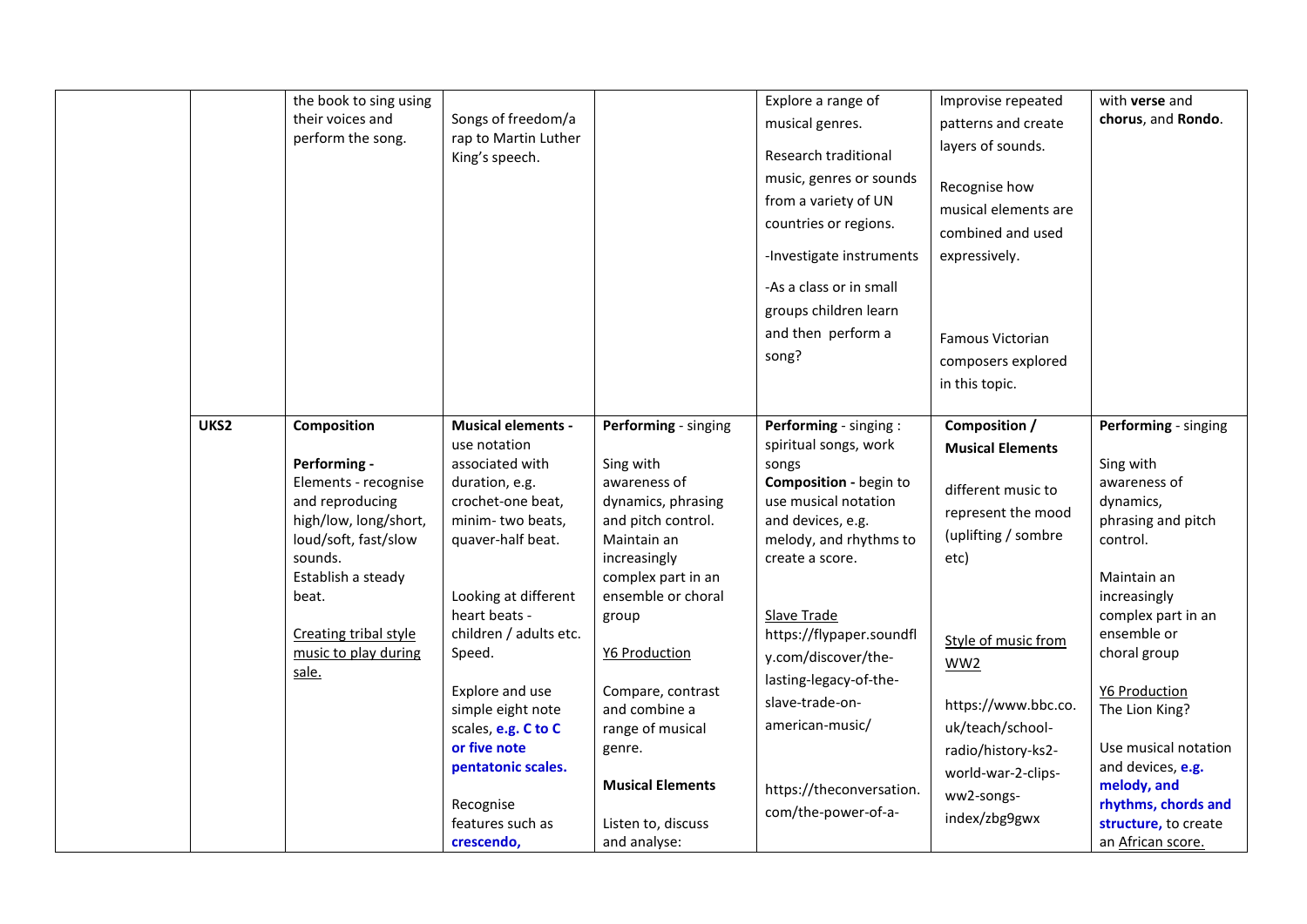|  |  |  |  |  |  |  |  |
|---|---|---|---|---|---|---|---|
|  |  | the book to sing using their voices and perform the song. | Songs of freedom/a rap to Martin Luther King's speech. |  | Explore a range of musical genres.<br><br>Research traditional music, genres or sounds from a variety of UN countries or regions.<br><br>-Investigate instruments<br><br>-As a class or in small groups children learn and then perform a song? | Improvise repeated patterns and create layers of sounds.<br><br>Recognise how musical elements are combined and used expressively.<br><br>Famous Victorian composers explored in this topic. | with **verse** and **chorus**, and **Rondo**. |
|  | **UKS2** | **Composition**<br><br>**Performing -** Elements - recognise and reproducing high/low, long/short, loud/soft, fast/slow sounds.<br>Establish a steady beat.<br><br>Creating tribal style music to play during sale. | **Musical elements -** use notation associated with duration, e.g. crochet-one beat, minim- two beats, quaver-half beat.<br><br>Looking at different heart beats - children / adults etc. Speed.<br><br>Explore and use simple eight note scales, **e.g. C to C or five note pentatonic scales.**<br><br>Recognise features such as **crescendo,** | **Performing** - singing<br><br>Sing with awareness of dynamics, phrasing and pitch control.<br>Maintain an increasingly complex part in an ensemble or choral group<br><br>Y6 Production<br><br>Compare, contrast and combine a range of musical genre.<br><br>**Musical Elements**<br><br>Listen to, discuss and analyse: | **Performing** - singing : spiritual songs, work songs<br>**Composition -** begin to use musical notation and devices, e.g. melody, and rhythms to create a score.<br><br>Slave Trade<br>https://flypaper.soundfly.com/discover/the-lasting-legacy-of-the-slave-trade-on-american-music/<br><br>https://theconversation.com/the-power-of-a- | **Composition / Musical Elements**<br><br>different music to represent the mood (uplifting / sombre etc)<br><br>Style of music from WW2<br><br>https://www.bbc.co.uk/teach/school-radio/history-ks2-world-war-2-clips-ww2-songs-index/zbg9gwx | **Performing** - singing<br><br>Sing with awareness of dynamics, phrasing and pitch control.<br><br>Maintain an increasingly complex part in an ensemble or choral group<br><br>Y6 Production<br>The Lion King?<br><br>Use musical notation and devices, **e.g. melody, and rhythms, chords and structure,** to create an African score. |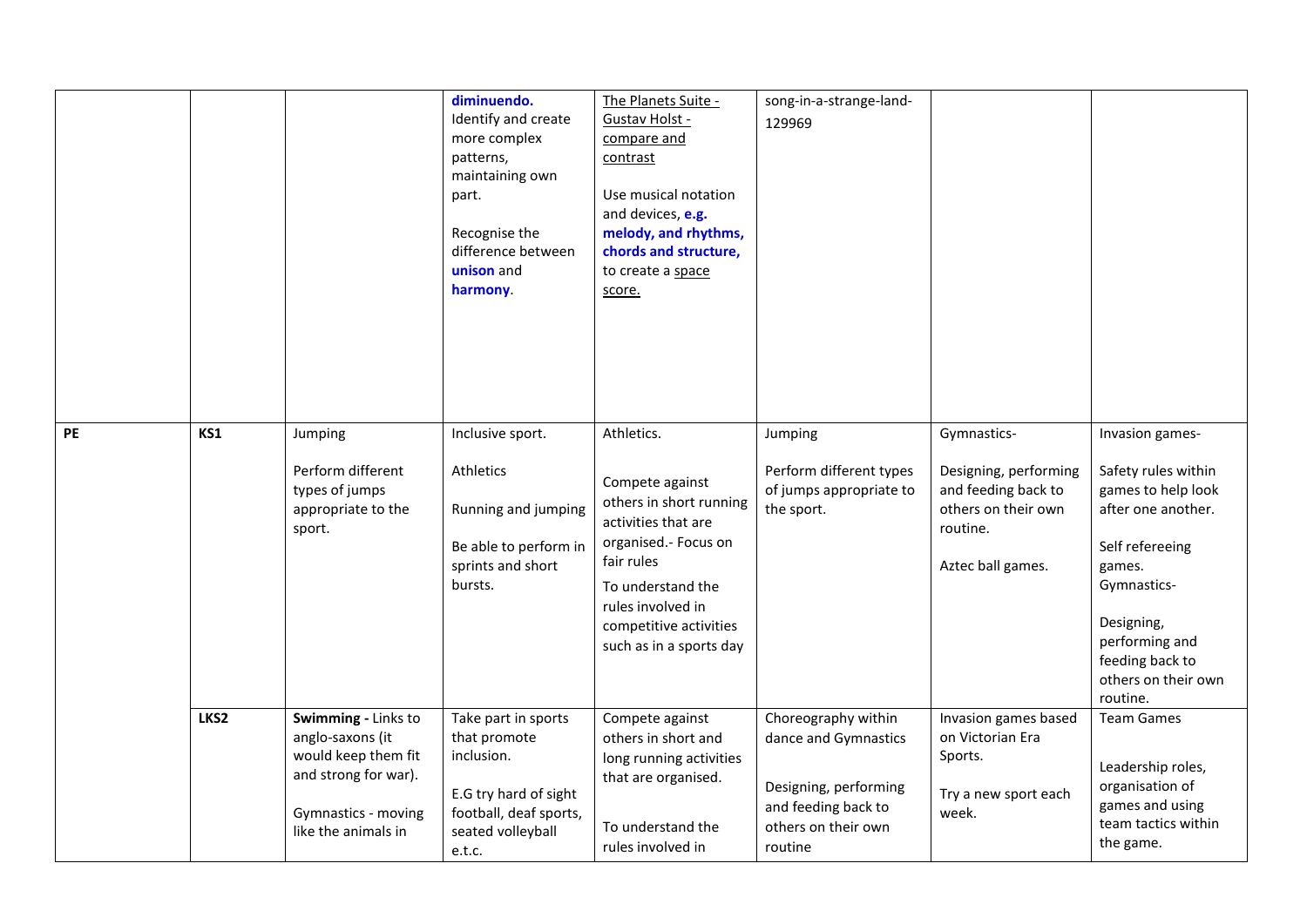| | | | | | | | |
|---|---|---|---|---|---|---|---|
| | | | **diminuendo.** Identify and create more complex patterns, maintaining own part.<br><br>Recognise the difference between **unison** and **harmony**. | The Planets Suite - Gustav Holst - compare and contrast<br><br>Use musical notation and devices, **e.g. melody, and rhythms, chords and structure,** to create a space score. | song-in-a-strange-land-129969 | | |
| **PE** | **KS1** | Jumping<br><br>Perform different types of jumps appropriate to the sport. | Inclusive sport.<br><br>Athletics<br><br>Running and jumping<br><br>Be able to perform in sprints and short bursts. | Athletics.<br><br>Compete against others in short running activities that are organised.- Focus on fair rules<br><br>To understand the rules involved in competitive activities such as in a sports day | Jumping<br><br>Perform different types of jumps appropriate to the sport. | Gymnastics-<br><br>Designing, performing and feeding back to others on their own routine.<br><br>Aztec ball games. | Invasion games-<br><br>Safety rules within games to help look after one another.<br><br>Self refereeing games.<br>Gymnastics-<br><br>Designing, performing and feeding back to others on their own routine. |
| | **LKS2** | **Swimming -** Links to anglo-saxons (it would keep them fit and strong for war).<br><br>Gymnastics - moving like the animals in | Take part in sports that promote inclusion.<br><br>E.G try hard of sight football, deaf sports, seated volleyball e.t.c. | Compete against others in short and long running activities that are organised.<br><br>To understand the rules involved in | Choreography within dance and Gymnastics<br><br>Designing, performing and feeding back to others on their own routine | Invasion games based on Victorian Era Sports.<br><br>Try a new sport each week. | Team Games<br><br>Leadership roles, organisation of games and using team tactics within the game. |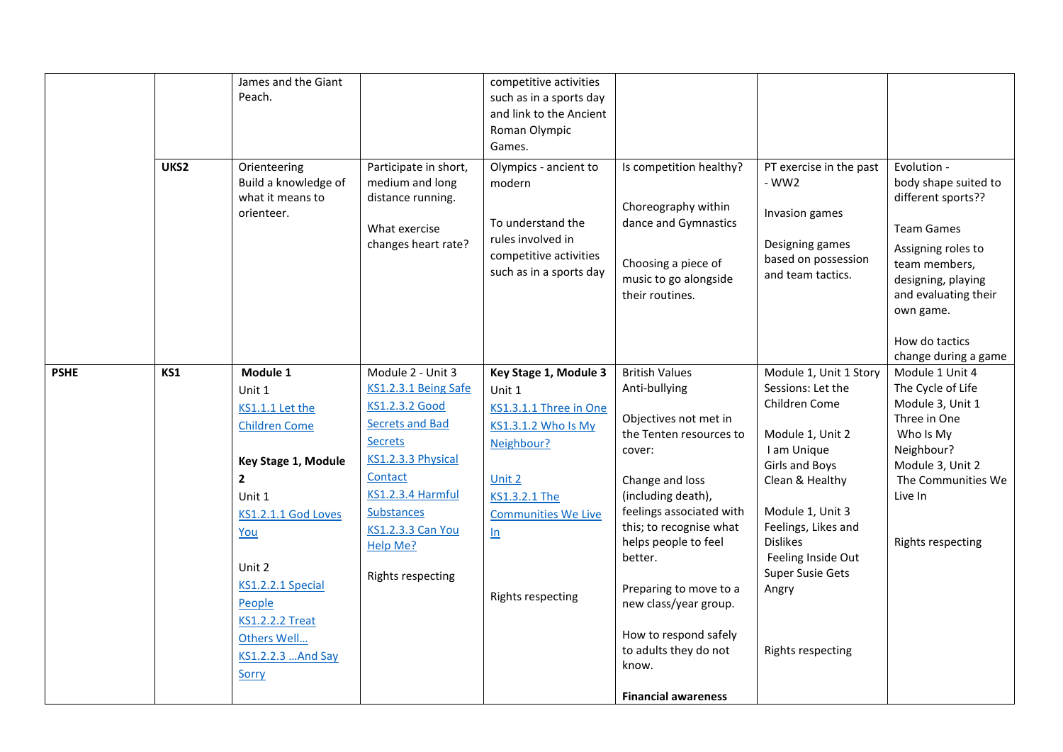| | | | | | | | |
|---|---|---|---|---|---|---|---|
| | | James and the Giant Peach. | | competitive activities such as in a sports day and link to the Ancient Roman Olympic Games. | | | |
| | **UKS2** | Orienteering<br>Build a knowledge of what it means to orienteer. | Participate in short, medium and long distance running.<br><br>What exercise changes heart rate? | Olympics - ancient to modern<br><br>To understand the rules involved in competitive activities such as in a sports day | Is competition healthy?<br><br>Choreography within dance and Gymnastics<br><br>Choosing a piece of music to go alongside their routines. | PT exercise in the past - WW2<br><br>Invasion games<br><br>Designing games based on possession and team tactics. | Evolution - body shape suited to different sports??<br><br>Team Games<br>Assigning roles to team members, designing, playing and evaluating their own game.<br><br>How do tactics change during a game |
| **PSHE** | **KS1** | **Module 1**<br>Unit 1<br>KS1.1.1 Let the Children Come<br><br>**Key Stage 1, Module 2**<br>Unit 1<br>KS1.2.1.1 God Loves You<br><br>Unit 2<br>KS1.2.2.1 Special People<br>KS1.2.2.2 Treat Others Well…<br>KS1.2.2.3 …And Say Sorry | Module 2 - Unit 3<br>KS1.2.3.1 Being Safe<br>KS1.2.3.2 Good Secrets and Bad Secrets<br>KS1.2.3.3 Physical Contact<br>KS1.2.3.4 Harmful Substances<br>KS1.2.3.3 Can You Help Me?<br><br>Rights respecting | **Key Stage 1, Module 3**<br>Unit 1<br>KS1.3.1.1 Three in One<br>KS1.3.1.2 Who Is My Neighbour?<br><br>Unit 2<br>KS1.3.2.1 The Communities We Live In<br><br>Rights respecting | British Values<br>Anti-bullying<br><br>Objectives not met in the Tenten resources to cover:<br><br>Change and loss (including death), feelings associated with this; to recognise what helps people to feel better.<br><br>Preparing to move to a new class/year group.<br><br>How to respond safely to adults they do not know.<br><br>**Financial awareness** | Module 1, Unit 1 Story Sessions: Let the Children Come<br><br>Module 1, Unit 2<br>I am Unique<br>Girls and Boys<br>Clean & Healthy<br><br>Module 1, Unit 3<br>Feelings, Likes and Dislikes<br>Feeling Inside Out<br>Super Susie Gets Angry<br><br>Rights respecting | Module 1 Unit 4<br>The Cycle of Life<br>Module 3, Unit 1<br>Three in One<br>Who Is My Neighbour?<br>Module 3, Unit 2<br>The Communities We Live In<br><br>Rights respecting |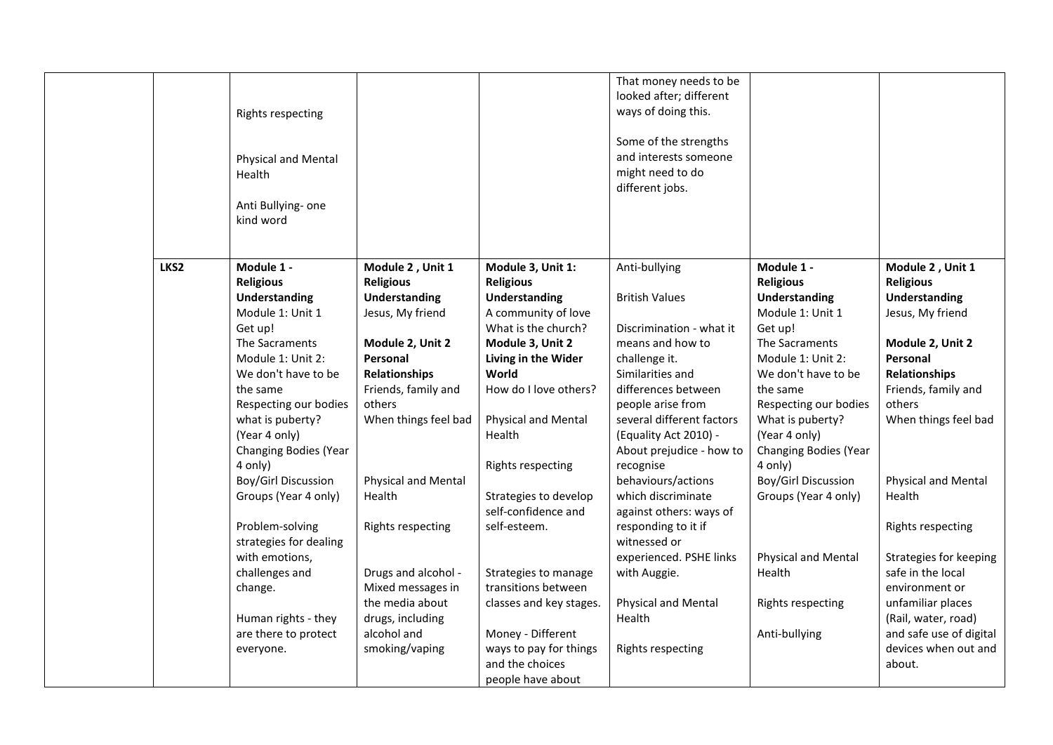| | | | | | | | |
|---|---|---|---|---|---|---|---|
| | | Rights respecting<br><br>Physical and Mental Health<br><br>Anti Bullying- one kind word | | | That money needs to be looked after; different ways of doing this.<br><br>Some of the strengths and interests someone might need to do different jobs. | | |
| | LKS2 | **Module 1 - Religious Understanding**<br>Module 1: Unit 1<br>Get up!<br>The Sacraments<br>Module 1: Unit 2:<br>We don't have to be the same<br>Respecting our bodies what is puberty? (Year 4 only)<br>Changing Bodies (Year 4 only)<br>Boy/Girl Discussion Groups (Year 4 only)<br><br>Problem-solving strategies for dealing with emotions, challenges and change.<br><br>Human rights - they are there to protect everyone. | **Module 2 , Unit 1 Religious Understanding**<br>Jesus, My friend<br><br>**Module 2, Unit 2 Personal Relationships**<br>Friends, family and others<br>When things feel bad<br><br>Physical and Mental Health<br><br>Rights respecting<br><br>Drugs and alcohol - Mixed messages in the media about drugs, including alcohol and smoking/vaping | **Module 3, Unit 1: Religious Understanding**<br>A community of love<br>What is the church?<br>**Module 3, Unit 2 Living in the Wider World**<br>How do I love others?<br><br>Physical and Mental Health<br><br>Rights respecting<br><br>Strategies to develop self-confidence and self-esteem.<br><br>Strategies to manage transitions between classes and key stages.<br><br>Money - Different ways to pay for things and the choices people have about | Anti-bullying<br><br>British Values<br><br>Discrimination - what it means and how to challenge it.<br>Similarities and differences between people arise from several different factors (Equality Act 2010) - About prejudice - how to recognise behaviours/actions which discriminate against others: ways of responding to it if witnessed or experienced. PSHE links with Auggie.<br><br>Physical and Mental Health<br><br>Rights respecting | **Module 1 - Religious Understanding**<br>Module 1: Unit 1<br>Get up!<br>The Sacraments<br>Module 1: Unit 2:<br>We don't have to be the same<br>Respecting our bodies What is puberty? (Year 4 only)<br>Changing Bodies (Year 4 only)<br>Boy/Girl Discussion Groups (Year 4 only)<br><br>Physical and Mental Health<br><br>Rights respecting<br><br>Anti-bullying | **Module 2 , Unit 1 Religious Understanding**<br>Jesus, My friend<br><br>**Module 2, Unit 2 Personal Relationships**<br>Friends, family and others<br>When things feel bad<br><br>Physical and Mental Health<br><br>Rights respecting<br><br>Strategies for keeping safe in the local environment or unfamiliar places (Rail, water, road) and safe use of digital devices when out and about. |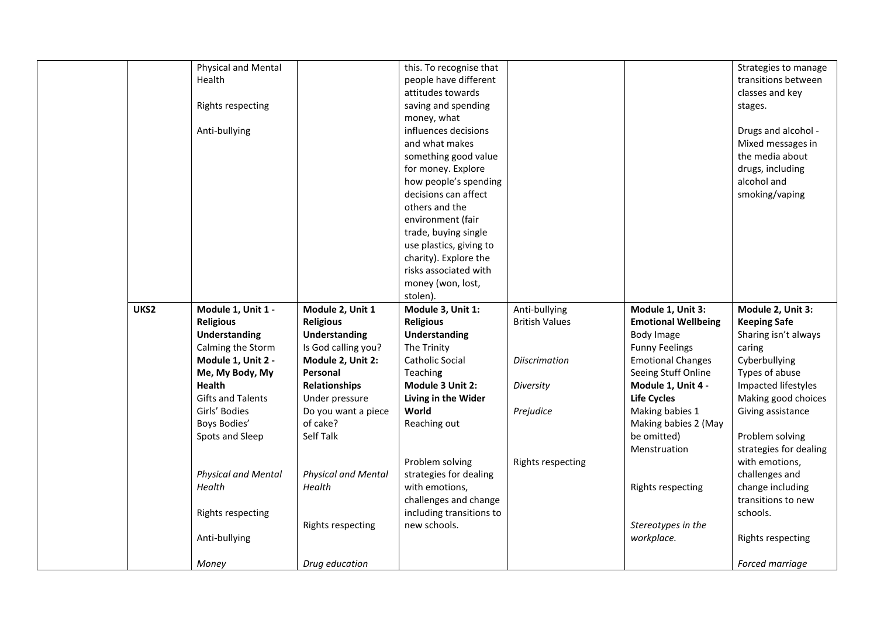| | | | | | | | |
|---|---|---|---|---|---|---|---|
| | | Physical and Mental Health<br><br>Rights respecting<br><br>Anti-bullying | | this. To recognise that people have different attitudes towards saving and spending money, what influences decisions and what makes something good value for money. Explore how people's spending decisions can affect others and the environment (fair trade, buying single use plastics, giving to charity). Explore the risks associated with money (won, lost, stolen). | | | Strategies to manage transitions between classes and key stages.<br><br>Drugs and alcohol - Mixed messages in the media about drugs, including alcohol and smoking/vaping |
| | **UKS2** | **Module 1, Unit 1 - Religious Understanding**<br>Calming the Storm<br>**Module 1, Unit 2 - Me, My Body, My Health**<br>Gifts and Talents<br>Girls' Bodies<br>Boys Bodies'<br>Spots and Sleep<br><br>*Physical and Mental Health*<br><br>Rights respecting<br><br>Anti-bullying<br><br>*Money* | **Module 2, Unit 1 Religious Understanding**<br>Is God calling you?<br>**Module 2, Unit 2: Personal Relationships**<br>Under pressure<br>Do you want a piece of cake?<br>Self Talk<br><br>*Physical and Mental Health*<br><br>Rights respecting<br><br>*Drug education* | **Module 3, Unit 1: Religious Understanding**<br>The Trinity<br>Catholic Social Teaching<br>**Module 3 Unit 2: Living in the Wider World**<br>Reaching out<br><br>Problem solving strategies for dealing with emotions, challenges and change including transitions to new schools. | Anti-bullying<br>British Values<br><br>*Diiscrimation*<br><br>*Diversity*<br><br>*Prejudice*<br><br>Rights respecting | **Module 1, Unit 3: Emotional Wellbeing**<br>Body Image<br>Funny Feelings<br>Emotional Changes<br>Seeing Stuff Online<br>**Module 1, Unit 4 - Life Cycles**<br>Making babies 1<br>Making babies 2 (May be omitted)<br>Menstruation<br><br>Rights respecting<br><br>*Stereotypes in the workplace.* | **Module 2, Unit 3: Keeping Safe**<br>Sharing isn't always caring<br>Cyberbullying<br>Types of abuse<br>Impacted lifestyles<br>Making good choices<br>Giving assistance<br><br>Problem solving strategies for dealing with emotions, challenges and change including transitions to new schools.<br><br>Rights respecting<br><br>*Forced marriage* |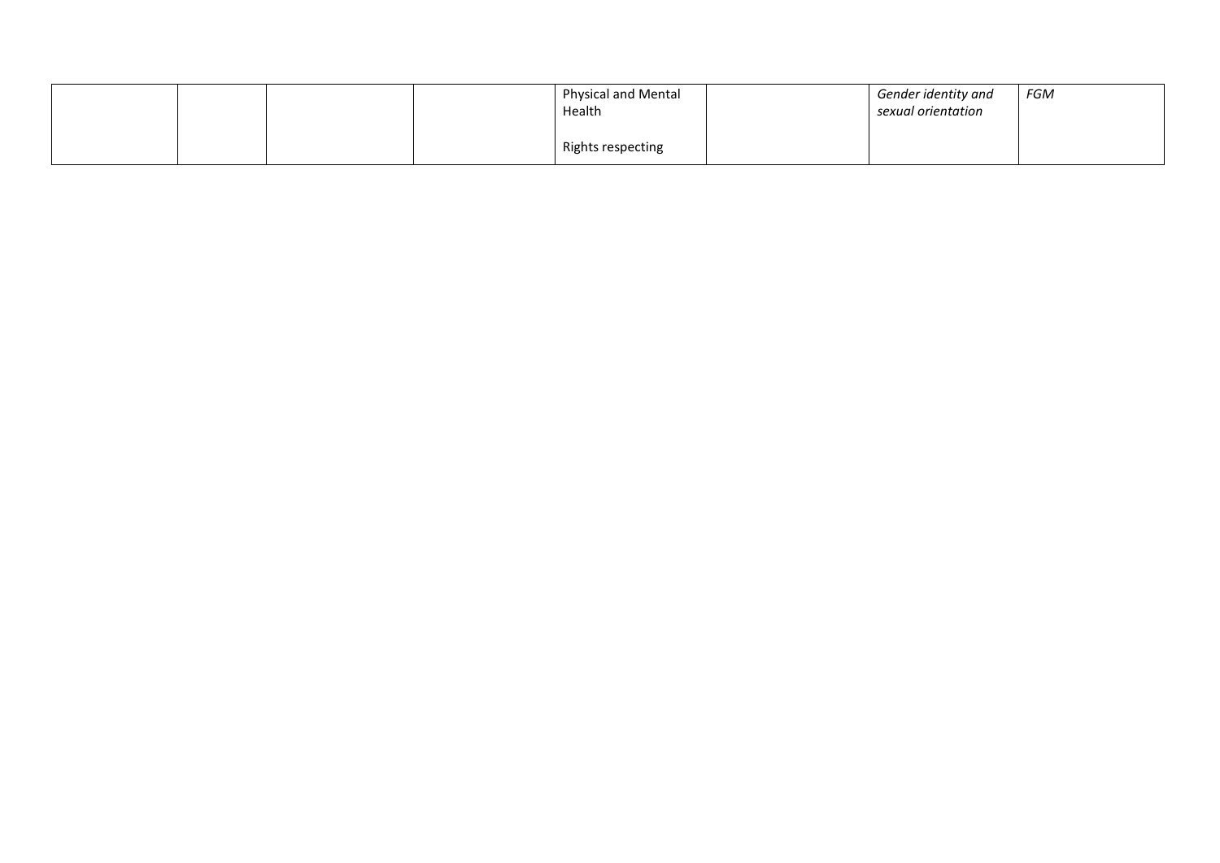| | | | | | | | |
|---|---|---|---|---|---|---|---|
| | | | | Physical and Mental Health<br><br>Rights respecting | | *Gender identity and sexual orientation* | *FGM* |